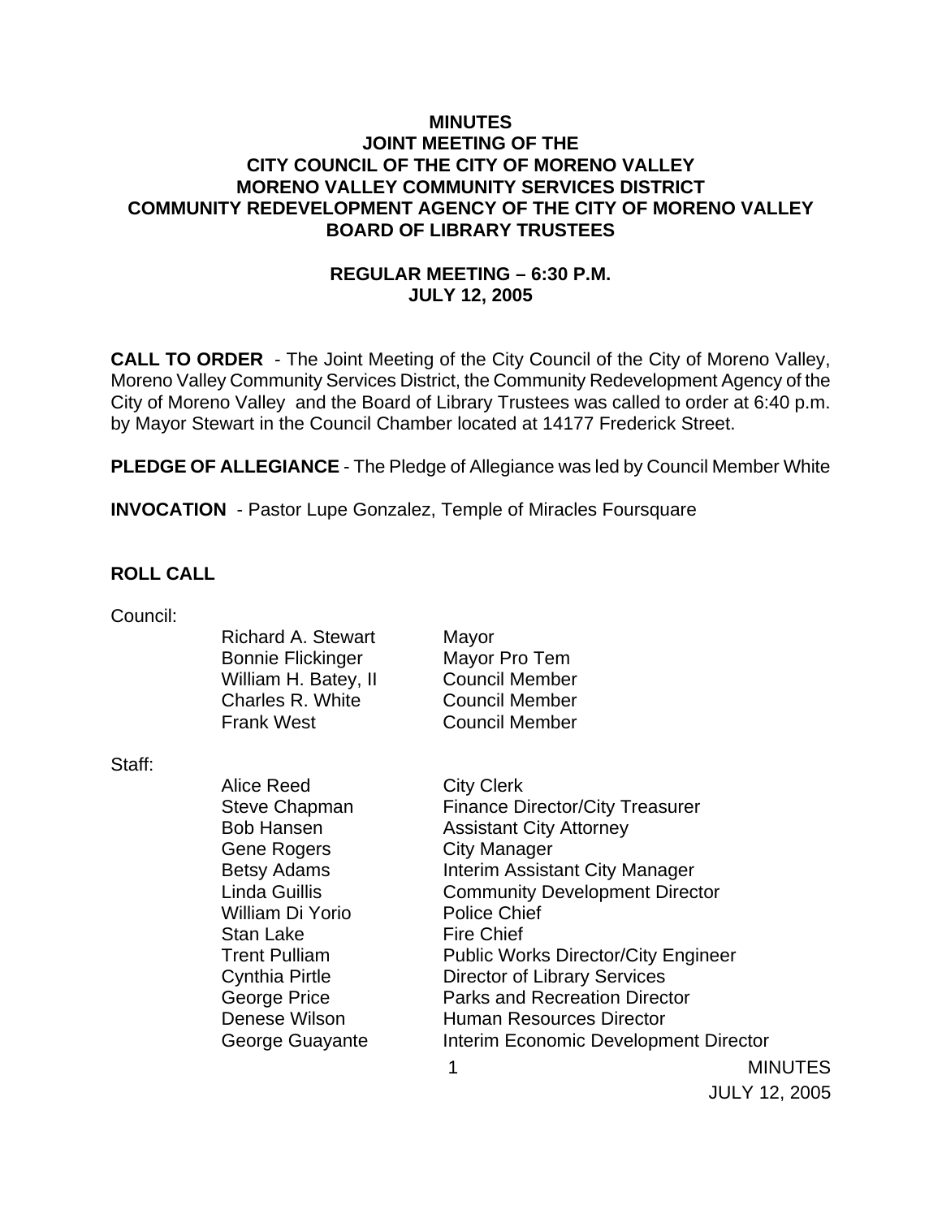# MINUTES
# JOINT MEETING OF THE
# CITY COUNCIL OF THE CITY OF MORENO VALLEY
# MORENO VALLEY COMMUNITY SERVICES DISTRICT
# COMMUNITY REDEVELOPMENT AGENCY OF THE CITY OF MORENO VALLEY
# BOARD OF LIBRARY TRUSTEES

## REGULAR MEETING – 6:30 P.M.
## JULY 12, 2005

**CALL TO ORDER** - The Joint Meeting of the City Council of the City of Moreno Valley, Moreno Valley Community Services District, the Community Redevelopment Agency of the City of Moreno Valley and the Board of Library Trustees was called to order at 6:40 p.m. by Mayor Stewart in the Council Chamber located at 14177 Frederick Street.

**PLEDGE OF ALLEGIANCE** - The Pledge of Allegiance was led by Council Member White

**INVOCATION** - Pastor Lupe Gonzalez, Temple of Miracles Foursquare

**ROLL CALL**

Council:

| | |
|---|---|
| Richard A. Stewart | Mayor |
| Bonnie Flickinger | Mayor Pro Tem |
| William H. Batey, II | Council Member |
| Charles R. White | Council Member |
| Frank West | Council Member |

Staff:

| | |
|---|---|
| Alice Reed | City Clerk |
| Steve Chapman | Finance Director/City Treasurer |
| Bob Hansen | Assistant City Attorney |
| Gene Rogers | City Manager |
| Betsy Adams | Interim Assistant City Manager |
| Linda Guillis | Community Development Director |
| William Di Yorio | Police Chief |
| Stan Lake | Fire Chief |
| Trent Pulliam | Public Works Director/City Engineer |
| Cynthia Pirtle | Director of Library Services |
| George Price | Parks and Recreation Director |
| Denese Wilson | Human Resources Director |
| George Guayante | Interim Economic Development Director |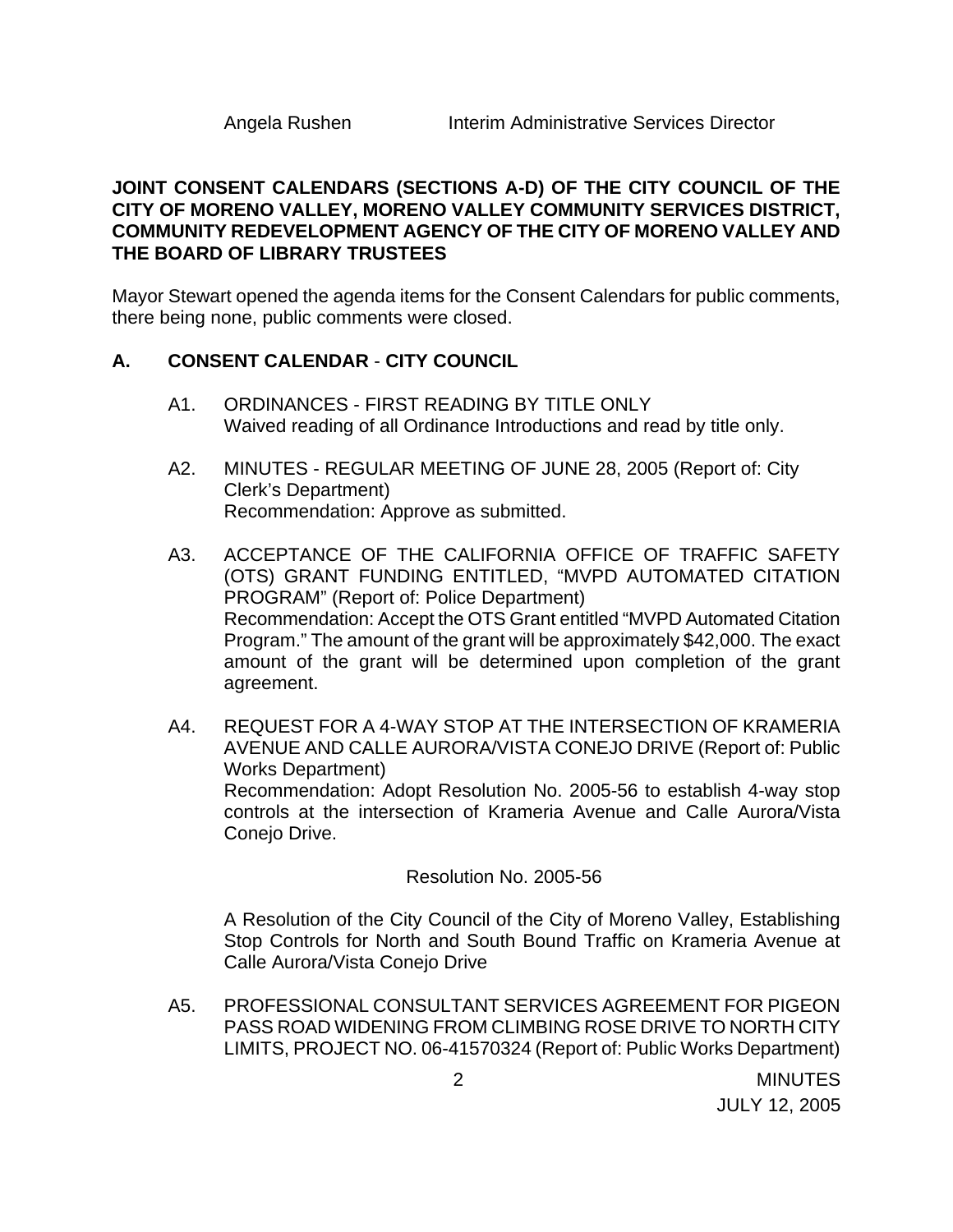Angela Rushen Interim Administrative Services Director

**JOINT CONSENT CALENDARS (SECTIONS A-D) OF THE CITY COUNCIL OF THE CITY OF MORENO VALLEY, MORENO VALLEY COMMUNITY SERVICES DISTRICT, COMMUNITY REDEVELOPMENT AGENCY OF THE CITY OF MORENO VALLEY AND THE BOARD OF LIBRARY TRUSTEES**

Mayor Stewart opened the agenda items for the Consent Calendars for public comments, there being none, public comments were closed.

## A. CONSENT CALENDAR - CITY COUNCIL

A1. ORDINANCES - FIRST READING BY TITLE ONLY
Waived reading of all Ordinance Introductions and read by title only.

A2. MINUTES - REGULAR MEETING OF JUNE 28, 2005 (Report of: City Clerk's Department)
Recommendation: Approve as submitted.

A3. ACCEPTANCE OF THE CALIFORNIA OFFICE OF TRAFFIC SAFETY (OTS) GRANT FUNDING ENTITLED, "MVPD AUTOMATED CITATION PROGRAM" (Report of: Police Department)
Recommendation: Accept the OTS Grant entitled "MVPD Automated Citation Program." The amount of the grant will be approximately $42,000. The exact amount of the grant will be determined upon completion of the grant agreement.

A4. REQUEST FOR A 4-WAY STOP AT THE INTERSECTION OF KRAMERIA AVENUE AND CALLE AURORA/VISTA CONEJO DRIVE (Report of: Public Works Department)
Recommendation: Adopt Resolution No. 2005-56 to establish 4-way stop controls at the intersection of Krameria Avenue and Calle Aurora/Vista Conejo Drive.

Resolution No. 2005-56

A Resolution of the City Council of the City of Moreno Valley, Establishing Stop Controls for North and South Bound Traffic on Krameria Avenue at Calle Aurora/Vista Conejo Drive

A5. PROFESSIONAL CONSULTANT SERVICES AGREEMENT FOR PIGEON PASS ROAD WIDENING FROM CLIMBING ROSE DRIVE TO NORTH CITY LIMITS, PROJECT NO. 06-41570324 (Report of: Public Works Department)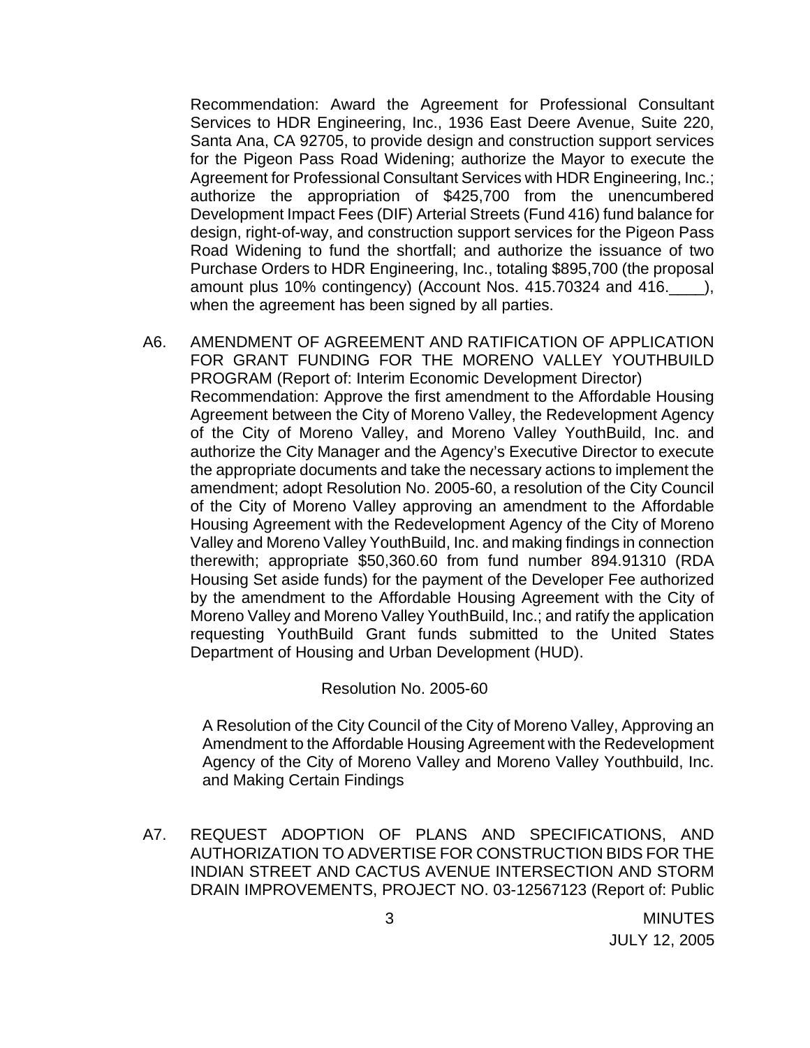Recommendation: Award the Agreement for Professional Consultant Services to HDR Engineering, Inc., 1936 East Deere Avenue, Suite 220, Santa Ana, CA 92705, to provide design and construction support services for the Pigeon Pass Road Widening; authorize the Mayor to execute the Agreement for Professional Consultant Services with HDR Engineering, Inc.; authorize the appropriation of $425,700 from the unencumbered Development Impact Fees (DIF) Arterial Streets (Fund 416) fund balance for design, right-of-way, and construction support services for the Pigeon Pass Road Widening to fund the shortfall; and authorize the issuance of two Purchase Orders to HDR Engineering, Inc., totaling $895,700 (the proposal amount plus 10% contingency) (Account Nos. 415.70324 and 416.____), when the agreement has been signed by all parties.

A6. AMENDMENT OF AGREEMENT AND RATIFICATION OF APPLICATION FOR GRANT FUNDING FOR THE MORENO VALLEY YOUTHBUILD PROGRAM (Report of: Interim Economic Development Director)
Recommendation: Approve the first amendment to the Affordable Housing Agreement between the City of Moreno Valley, the Redevelopment Agency of the City of Moreno Valley, and Moreno Valley YouthBuild, Inc. and authorize the City Manager and the Agency's Executive Director to execute the appropriate documents and take the necessary actions to implement the amendment; adopt Resolution No. 2005-60, a resolution of the City Council of the City of Moreno Valley approving an amendment to the Affordable Housing Agreement with the Redevelopment Agency of the City of Moreno Valley and Moreno Valley YouthBuild, Inc. and making findings in connection therewith; appropriate $50,360.60 from fund number 894.91310 (RDA Housing Set aside funds) for the payment of the Developer Fee authorized by the amendment to the Affordable Housing Agreement with the City of Moreno Valley and Moreno Valley YouthBuild, Inc.; and ratify the application requesting YouthBuild Grant funds submitted to the United States Department of Housing and Urban Development (HUD).

Resolution No. 2005-60

A Resolution of the City Council of the City of Moreno Valley, Approving an Amendment to the Affordable Housing Agreement with the Redevelopment Agency of the City of Moreno Valley and Moreno Valley Youthbuild, Inc. and Making Certain Findings

A7. REQUEST ADOPTION OF PLANS AND SPECIFICATIONS, AND AUTHORIZATION TO ADVERTISE FOR CONSTRUCTION BIDS FOR THE INDIAN STREET AND CACTUS AVENUE INTERSECTION AND STORM DRAIN IMPROVEMENTS, PROJECT NO. 03-12567123 (Report of: Public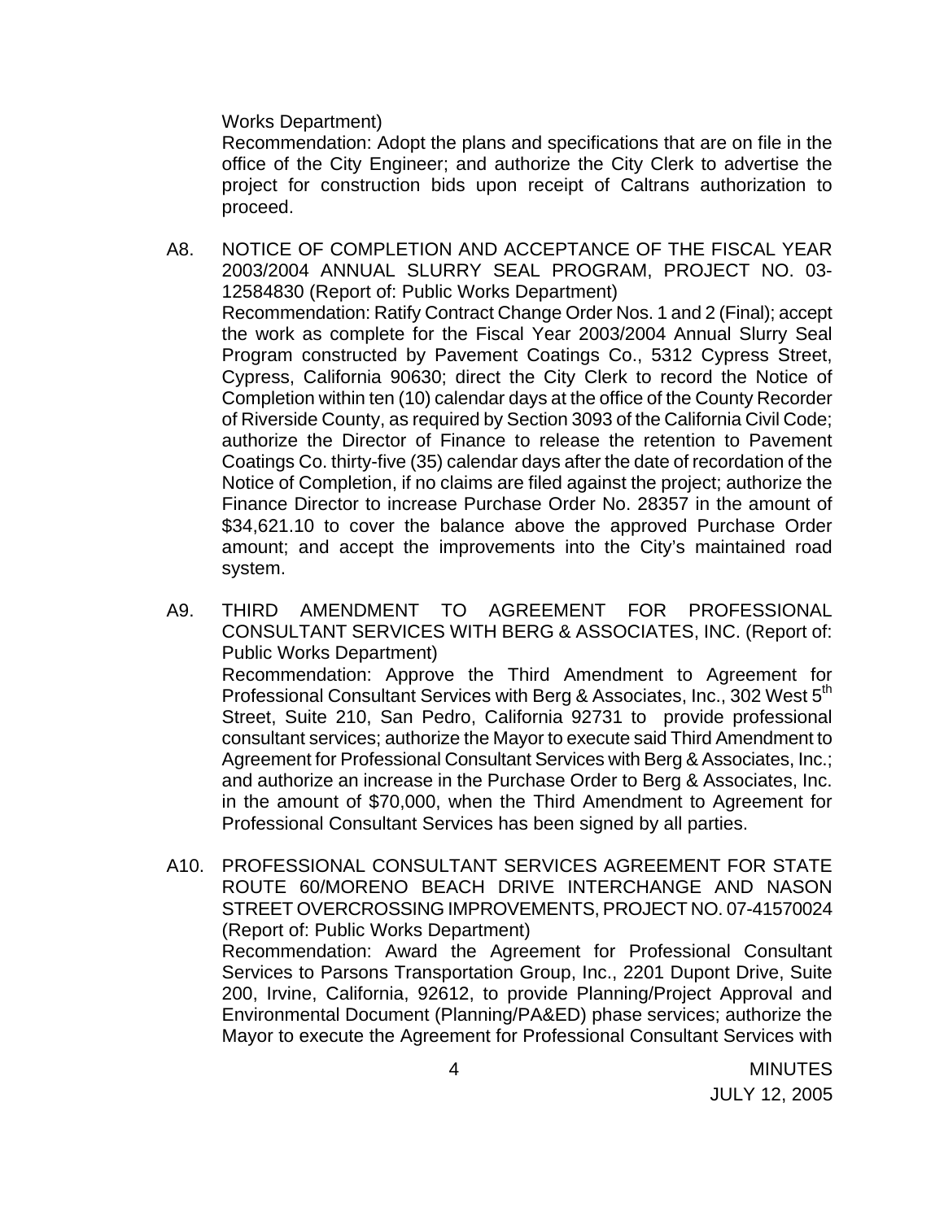Works Department)

Recommendation: Adopt the plans and specifications that are on file in the office of the City Engineer; and authorize the City Clerk to advertise the project for construction bids upon receipt of Caltrans authorization to proceed.

A8. NOTICE OF COMPLETION AND ACCEPTANCE OF THE FISCAL YEAR 2003/2004 ANNUAL SLURRY SEAL PROGRAM, PROJECT NO. 03-12584830 (Report of: Public Works Department)

Recommendation: Ratify Contract Change Order Nos. 1 and 2 (Final); accept the work as complete for the Fiscal Year 2003/2004 Annual Slurry Seal Program constructed by Pavement Coatings Co., 5312 Cypress Street, Cypress, California 90630; direct the City Clerk to record the Notice of Completion within ten (10) calendar days at the office of the County Recorder of Riverside County, as required by Section 3093 of the California Civil Code; authorize the Director of Finance to release the retention to Pavement Coatings Co. thirty-five (35) calendar days after the date of recordation of the Notice of Completion, if no claims are filed against the project; authorize the Finance Director to increase Purchase Order No. 28357 in the amount of $34,621.10 to cover the balance above the approved Purchase Order amount; and accept the improvements into the City's maintained road system.

A9. THIRD AMENDMENT TO AGREEMENT FOR PROFESSIONAL CONSULTANT SERVICES WITH BERG & ASSOCIATES, INC. (Report of: Public Works Department)

Recommendation: Approve the Third Amendment to Agreement for Professional Consultant Services with Berg & Associates, Inc., 302 West 5th Street, Suite 210, San Pedro, California 92731 to provide professional consultant services; authorize the Mayor to execute said Third Amendment to Agreement for Professional Consultant Services with Berg & Associates, Inc.; and authorize an increase in the Purchase Order to Berg & Associates, Inc. in the amount of $70,000, when the Third Amendment to Agreement for Professional Consultant Services has been signed by all parties.

A10. PROFESSIONAL CONSULTANT SERVICES AGREEMENT FOR STATE ROUTE 60/MORENO BEACH DRIVE INTERCHANGE AND NASON STREET OVERCROSSING IMPROVEMENTS, PROJECT NO. 07-41570024 (Report of: Public Works Department)

Recommendation: Award the Agreement for Professional Consultant Services to Parsons Transportation Group, Inc., 2201 Dupont Drive, Suite 200, Irvine, California, 92612, to provide Planning/Project Approval and Environmental Document (Planning/PA&ED) phase services; authorize the Mayor to execute the Agreement for Professional Consultant Services with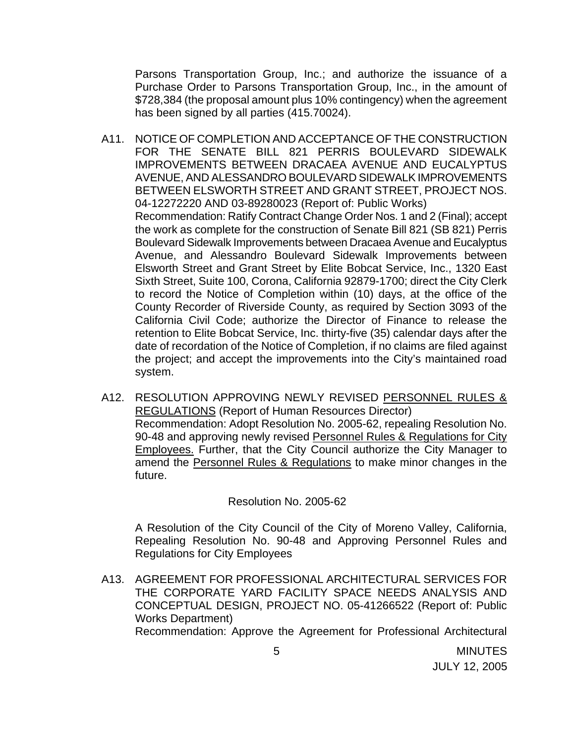Parsons Transportation Group, Inc.; and authorize the issuance of a Purchase Order to Parsons Transportation Group, Inc., in the amount of $728,384 (the proposal amount plus 10% contingency) when the agreement has been signed by all parties (415.70024).

A11. NOTICE OF COMPLETION AND ACCEPTANCE OF THE CONSTRUCTION FOR THE SENATE BILL 821 PERRIS BOULEVARD SIDEWALK IMPROVEMENTS BETWEEN DRACAEA AVENUE AND EUCALYPTUS AVENUE, AND ALESSANDRO BOULEVARD SIDEWALK IMPROVEMENTS BETWEEN ELSWORTH STREET AND GRANT STREET, PROJECT NOS. 04-12272220 AND 03-89280023 (Report of: Public Works)
Recommendation: Ratify Contract Change Order Nos. 1 and 2 (Final); accept the work as complete for the construction of Senate Bill 821 (SB 821) Perris Boulevard Sidewalk Improvements between Dracaea Avenue and Eucalyptus Avenue, and Alessandro Boulevard Sidewalk Improvements between Elsworth Street and Grant Street by Elite Bobcat Service, Inc., 1320 East Sixth Street, Suite 100, Corona, California 92879-1700; direct the City Clerk to record the Notice of Completion within (10) days, at the office of the County Recorder of Riverside County, as required by Section 3093 of the California Civil Code; authorize the Director of Finance to release the retention to Elite Bobcat Service, Inc. thirty-five (35) calendar days after the date of recordation of the Notice of Completion, if no claims are filed against the project; and accept the improvements into the City's maintained road system.

A12. RESOLUTION APPROVING NEWLY REVISED PERSONNEL RULES & REGULATIONS (Report of Human Resources Director)
Recommendation: Adopt Resolution No. 2005-62, repealing Resolution No. 90-48 and approving newly revised Personnel Rules & Regulations for City Employees. Further, that the City Council authorize the City Manager to amend the Personnel Rules & Regulations to make minor changes in the future.

Resolution No. 2005-62

A Resolution of the City Council of the City of Moreno Valley, California, Repealing Resolution No. 90-48 and Approving Personnel Rules and Regulations for City Employees

A13. AGREEMENT FOR PROFESSIONAL ARCHITECTURAL SERVICES FOR THE CORPORATE YARD FACILITY SPACE NEEDS ANALYSIS AND CONCEPTUAL DESIGN, PROJECT NO. 05-41266522 (Report of: Public Works Department)
Recommendation: Approve the Agreement for Professional Architectural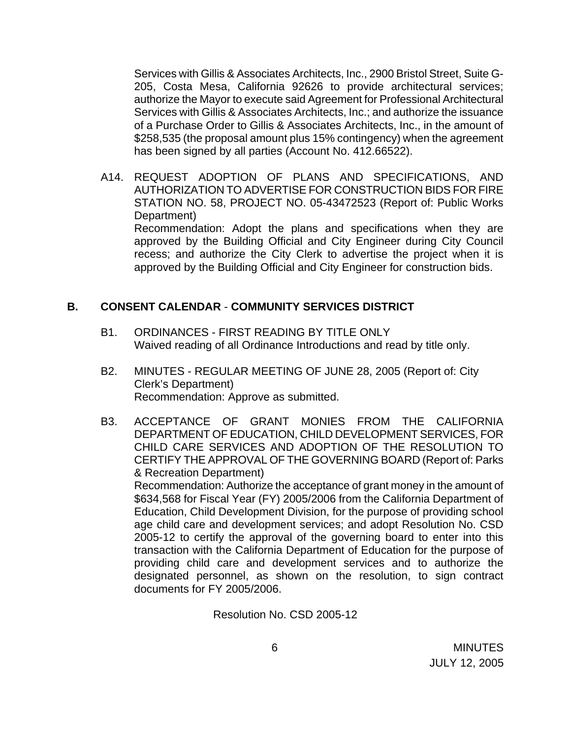Services with Gillis & Associates Architects, Inc., 2900 Bristol Street, Suite G-205, Costa Mesa, California 92626 to provide architectural services; authorize the Mayor to execute said Agreement for Professional Architectural Services with Gillis & Associates Architects, Inc.; and authorize the issuance of a Purchase Order to Gillis & Associates Architects, Inc., in the amount of $258,535 (the proposal amount plus 15% contingency) when the agreement has been signed by all parties (Account No. 412.66522).

A14. REQUEST ADOPTION OF PLANS AND SPECIFICATIONS, AND AUTHORIZATION TO ADVERTISE FOR CONSTRUCTION BIDS FOR FIRE STATION NO. 58, PROJECT NO. 05-43472523 (Report of: Public Works Department)
Recommendation: Adopt the plans and specifications when they are approved by the Building Official and City Engineer during City Council recess; and authorize the City Clerk to advertise the project when it is approved by the Building Official and City Engineer for construction bids.

## B. CONSENT CALENDAR - COMMUNITY SERVICES DISTRICT

B1. ORDINANCES - FIRST READING BY TITLE ONLY
Waived reading of all Ordinance Introductions and read by title only.

B2. MINUTES - REGULAR MEETING OF JUNE 28, 2005 (Report of: City Clerk's Department)
Recommendation: Approve as submitted.

B3. ACCEPTANCE OF GRANT MONIES FROM THE CALIFORNIA DEPARTMENT OF EDUCATION, CHILD DEVELOPMENT SERVICES, FOR CHILD CARE SERVICES AND ADOPTION OF THE RESOLUTION TO CERTIFY THE APPROVAL OF THE GOVERNING BOARD (Report of: Parks & Recreation Department)
Recommendation: Authorize the acceptance of grant money in the amount of $634,568 for Fiscal Year (FY) 2005/2006 from the California Department of Education, Child Development Division, for the purpose of providing school age child care and development services; and adopt Resolution No. CSD 2005-12 to certify the approval of the governing board to enter into this transaction with the California Department of Education for the purpose of providing child care and development services and to authorize the designated personnel, as shown on the resolution, to sign contract documents for FY 2005/2006.

Resolution No. CSD 2005-12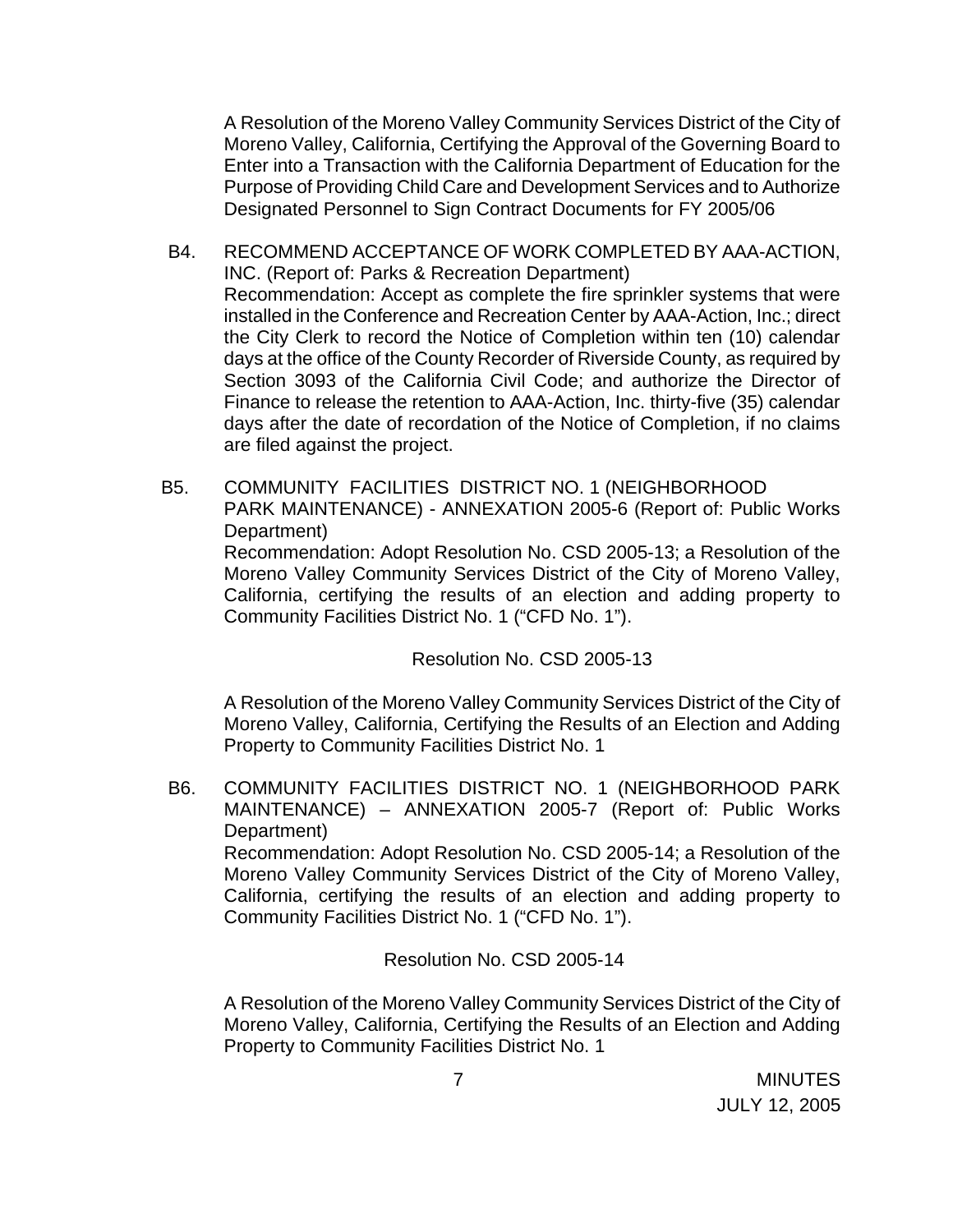A Resolution of the Moreno Valley Community Services District of the City of Moreno Valley, California, Certifying the Approval of the Governing Board to Enter into a Transaction with the California Department of Education for the Purpose of Providing Child Care and Development Services and to Authorize Designated Personnel to Sign Contract Documents for FY 2005/06

B4. RECOMMEND ACCEPTANCE OF WORK COMPLETED BY AAA-ACTION, INC. (Report of: Parks & Recreation Department)
Recommendation: Accept as complete the fire sprinkler systems that were installed in the Conference and Recreation Center by AAA-Action, Inc.; direct the City Clerk to record the Notice of Completion within ten (10) calendar days at the office of the County Recorder of Riverside County, as required by Section 3093 of the California Civil Code; and authorize the Director of Finance to release the retention to AAA-Action, Inc. thirty-five (35) calendar days after the date of recordation of the Notice of Completion, if no claims are filed against the project.

B5. COMMUNITY FACILITIES DISTRICT NO. 1 (NEIGHBORHOOD PARK MAINTENANCE) - ANNEXATION 2005-6 (Report of: Public Works Department)
Recommendation: Adopt Resolution No. CSD 2005-13; a Resolution of the Moreno Valley Community Services District of the City of Moreno Valley, California, certifying the results of an election and adding property to Community Facilities District No. 1 ("CFD No. 1").

Resolution No. CSD 2005-13

A Resolution of the Moreno Valley Community Services District of the City of Moreno Valley, California, Certifying the Results of an Election and Adding Property to Community Facilities District No. 1

B6. COMMUNITY FACILITIES DISTRICT NO. 1 (NEIGHBORHOOD PARK MAINTENANCE) – ANNEXATION 2005-7 (Report of: Public Works Department)
Recommendation: Adopt Resolution No. CSD 2005-14; a Resolution of the Moreno Valley Community Services District of the City of Moreno Valley, California, certifying the results of an election and adding property to Community Facilities District No. 1 ("CFD No. 1").

Resolution No. CSD 2005-14

A Resolution of the Moreno Valley Community Services District of the City of Moreno Valley, California, Certifying the Results of an Election and Adding Property to Community Facilities District No. 1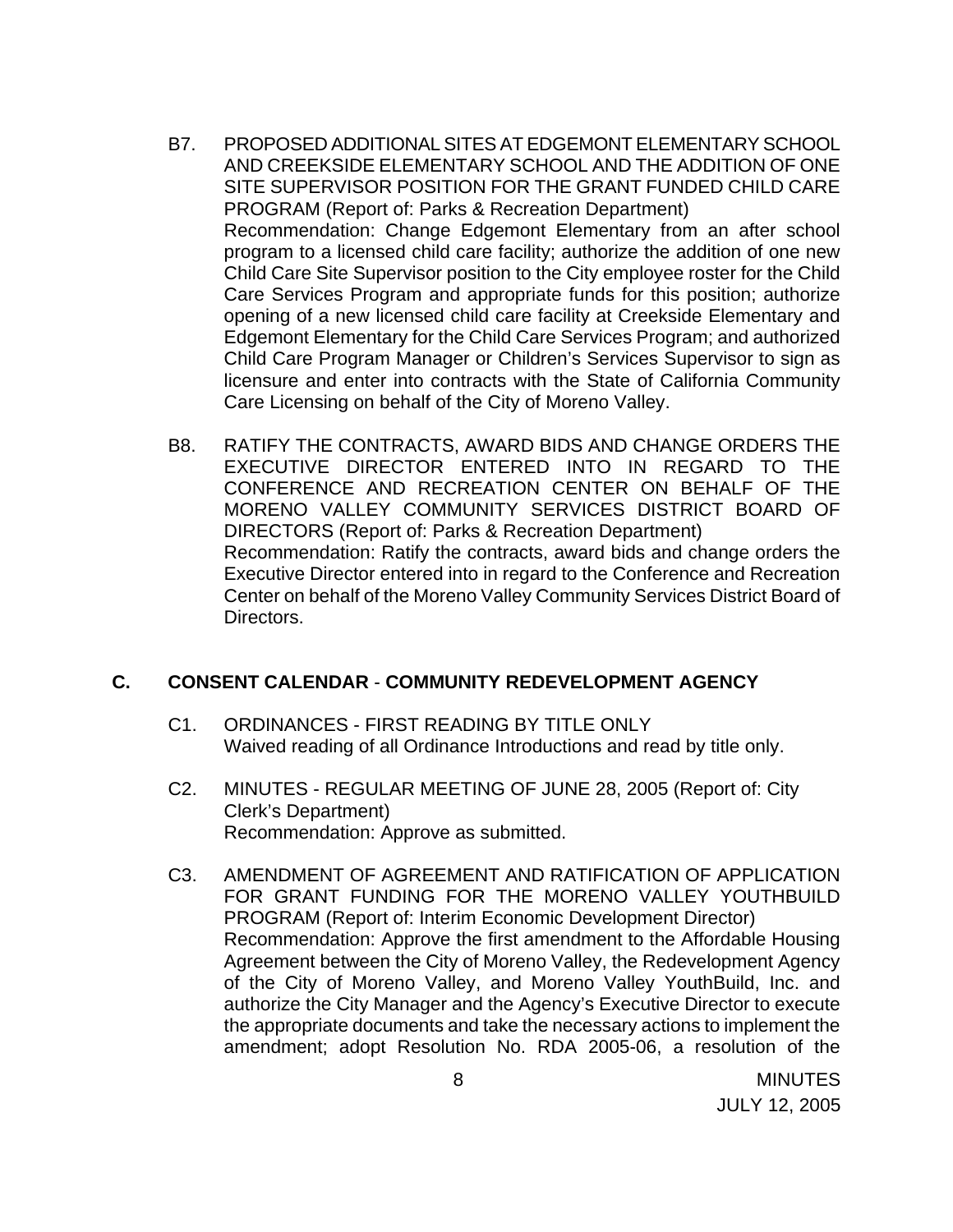B7. PROPOSED ADDITIONAL SITES AT EDGEMONT ELEMENTARY SCHOOL AND CREEKSIDE ELEMENTARY SCHOOL AND THE ADDITION OF ONE SITE SUPERVISOR POSITION FOR THE GRANT FUNDED CHILD CARE PROGRAM (Report of: Parks & Recreation Department)
Recommendation: Change Edgemont Elementary from an after school program to a licensed child care facility; authorize the addition of one new Child Care Site Supervisor position to the City employee roster for the Child Care Services Program and appropriate funds for this position; authorize opening of a new licensed child care facility at Creekside Elementary and Edgemont Elementary for the Child Care Services Program; and authorized Child Care Program Manager or Children's Services Supervisor to sign as licensure and enter into contracts with the State of California Community Care Licensing on behalf of the City of Moreno Valley.

B8. RATIFY THE CONTRACTS, AWARD BIDS AND CHANGE ORDERS THE EXECUTIVE DIRECTOR ENTERED INTO IN REGARD TO THE CONFERENCE AND RECREATION CENTER ON BEHALF OF THE MORENO VALLEY COMMUNITY SERVICES DISTRICT BOARD OF DIRECTORS (Report of: Parks & Recreation Department)
Recommendation: Ratify the contracts, award bids and change orders the Executive Director entered into in regard to the Conference and Recreation Center on behalf of the Moreno Valley Community Services District Board of Directors.

## C. CONSENT CALENDAR - COMMUNITY REDEVELOPMENT AGENCY

C1. ORDINANCES - FIRST READING BY TITLE ONLY
Waived reading of all Ordinance Introductions and read by title only.

C2. MINUTES - REGULAR MEETING OF JUNE 28, 2005 (Report of: City Clerk's Department)
Recommendation: Approve as submitted.

C3. AMENDMENT OF AGREEMENT AND RATIFICATION OF APPLICATION FOR GRANT FUNDING FOR THE MORENO VALLEY YOUTHBUILD PROGRAM (Report of: Interim Economic Development Director)
Recommendation: Approve the first amendment to the Affordable Housing Agreement between the City of Moreno Valley, the Redevelopment Agency of the City of Moreno Valley, and Moreno Valley YouthBuild, Inc. and authorize the City Manager and the Agency's Executive Director to execute the appropriate documents and take the necessary actions to implement the amendment; adopt Resolution No. RDA 2005-06, a resolution of the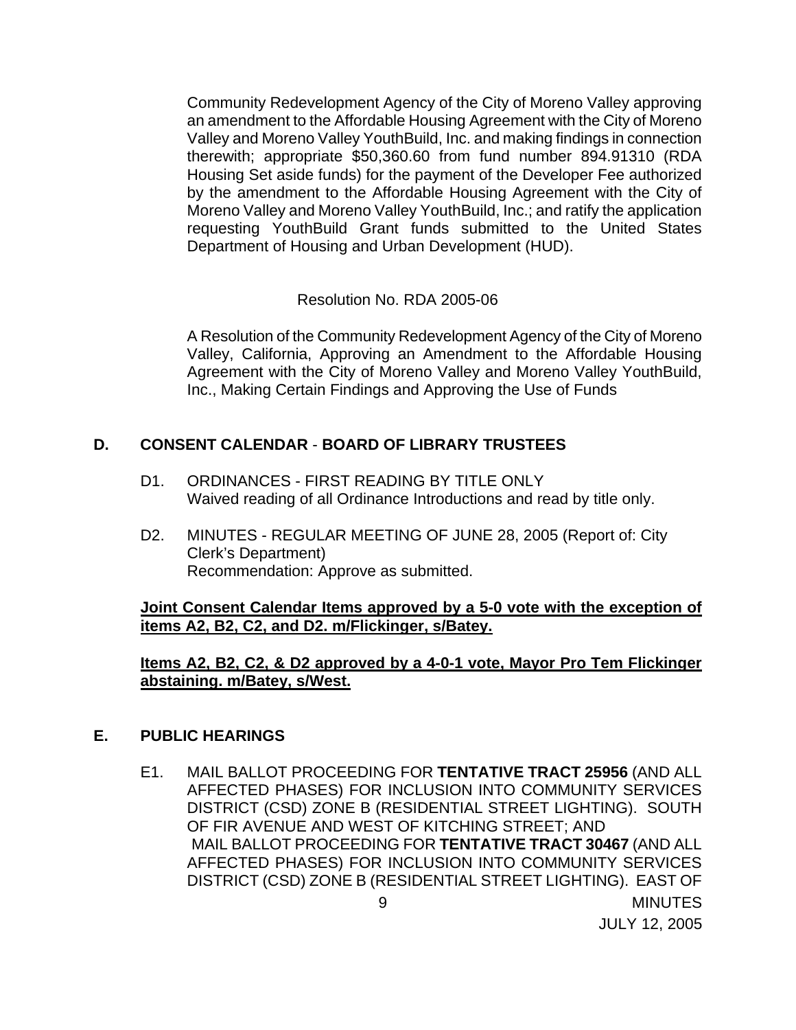Community Redevelopment Agency of the City of Moreno Valley approving an amendment to the Affordable Housing Agreement with the City of Moreno Valley and Moreno Valley YouthBuild, Inc. and making findings in connection therewith; appropriate $50,360.60 from fund number 894.91310 (RDA Housing Set aside funds) for the payment of the Developer Fee authorized by the amendment to the Affordable Housing Agreement with the City of Moreno Valley and Moreno Valley YouthBuild, Inc.; and ratify the application requesting YouthBuild Grant funds submitted to the United States Department of Housing and Urban Development (HUD).

Resolution No. RDA 2005-06

A Resolution of the Community Redevelopment Agency of the City of Moreno Valley, California, Approving an Amendment to the Affordable Housing Agreement with the City of Moreno Valley and Moreno Valley YouthBuild, Inc., Making Certain Findings and Approving the Use of Funds

## D. CONSENT CALENDAR - BOARD OF LIBRARY TRUSTEES

D1. ORDINANCES - FIRST READING BY TITLE ONLY
Waived reading of all Ordinance Introductions and read by title only.

D2. MINUTES - REGULAR MEETING OF JUNE 28, 2005 (Report of: City Clerk's Department)
Recommendation: Approve as submitted.

**Joint Consent Calendar Items approved by a 5-0 vote with the exception of items A2, B2, C2, and D2. m/Flickinger, s/Batey.**

**Items A2, B2, C2, & D2 approved by a 4-0-1 vote, Mayor Pro Tem Flickinger abstaining. m/Batey, s/West.**

## E. PUBLIC HEARINGS

E1. MAIL BALLOT PROCEEDING FOR **TENTATIVE TRACT 25956** (AND ALL AFFECTED PHASES) FOR INCLUSION INTO COMMUNITY SERVICES DISTRICT (CSD) ZONE B (RESIDENTIAL STREET LIGHTING). SOUTH OF FIR AVENUE AND WEST OF KITCHING STREET; AND
MAIL BALLOT PROCEEDING FOR **TENTATIVE TRACT 30467** (AND ALL AFFECTED PHASES) FOR INCLUSION INTO COMMUNITY SERVICES DISTRICT (CSD) ZONE B (RESIDENTIAL STREET LIGHTING). EAST OF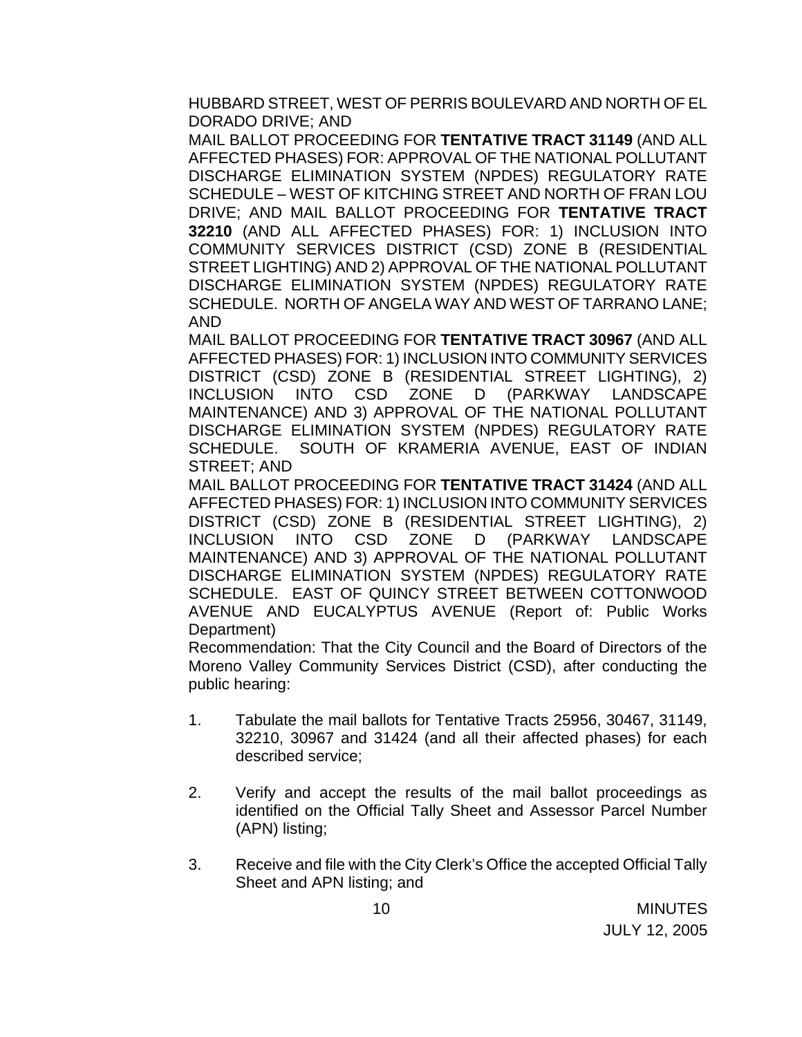HUBBARD STREET, WEST OF PERRIS BOULEVARD AND NORTH OF EL DORADO DRIVE; AND

MAIL BALLOT PROCEEDING FOR **TENTATIVE TRACT 31149** (AND ALL AFFECTED PHASES) FOR: APPROVAL OF THE NATIONAL POLLUTANT DISCHARGE ELIMINATION SYSTEM (NPDES) REGULATORY RATE SCHEDULE – WEST OF KITCHING STREET AND NORTH OF FRAN LOU DRIVE; AND MAIL BALLOT PROCEEDING FOR **TENTATIVE TRACT 32210** (AND ALL AFFECTED PHASES) FOR: 1) INCLUSION INTO COMMUNITY SERVICES DISTRICT (CSD) ZONE B (RESIDENTIAL STREET LIGHTING) AND 2) APPROVAL OF THE NATIONAL POLLUTANT DISCHARGE ELIMINATION SYSTEM (NPDES) REGULATORY RATE SCHEDULE. NORTH OF ANGELA WAY AND WEST OF TARRANO LANE; AND

MAIL BALLOT PROCEEDING FOR **TENTATIVE TRACT 30967** (AND ALL AFFECTED PHASES) FOR: 1) INCLUSION INTO COMMUNITY SERVICES DISTRICT (CSD) ZONE B (RESIDENTIAL STREET LIGHTING), 2) INCLUSION INTO CSD ZONE D (PARKWAY LANDSCAPE MAINTENANCE) AND 3) APPROVAL OF THE NATIONAL POLLUTANT DISCHARGE ELIMINATION SYSTEM (NPDES) REGULATORY RATE SCHEDULE. SOUTH OF KRAMERIA AVENUE, EAST OF INDIAN STREET; AND

MAIL BALLOT PROCEEDING FOR **TENTATIVE TRACT 31424** (AND ALL AFFECTED PHASES) FOR: 1) INCLUSION INTO COMMUNITY SERVICES DISTRICT (CSD) ZONE B (RESIDENTIAL STREET LIGHTING), 2) INCLUSION INTO CSD ZONE D (PARKWAY LANDSCAPE MAINTENANCE) AND 3) APPROVAL OF THE NATIONAL POLLUTANT DISCHARGE ELIMINATION SYSTEM (NPDES) REGULATORY RATE SCHEDULE. EAST OF QUINCY STREET BETWEEN COTTONWOOD AVENUE AND EUCALYPTUS AVENUE (Report of: Public Works Department)

Recommendation: That the City Council and the Board of Directors of the Moreno Valley Community Services District (CSD), after conducting the public hearing:

1. Tabulate the mail ballots for Tentative Tracts 25956, 30467, 31149, 32210, 30967 and 31424 (and all their affected phases) for each described service;

2. Verify and accept the results of the mail ballot proceedings as identified on the Official Tally Sheet and Assessor Parcel Number (APN) listing;

3. Receive and file with the City Clerk's Office the accepted Official Tally Sheet and APN listing; and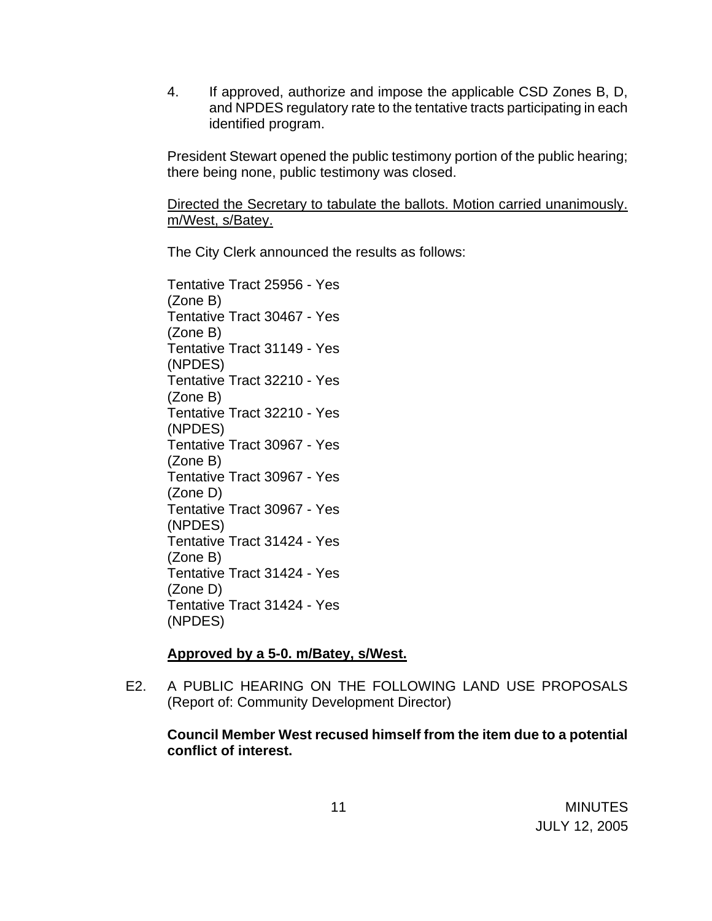4. If approved, authorize and impose the applicable CSD Zones B, D, and NPDES regulatory rate to the tentative tracts participating in each identified program.

President Stewart opened the public testimony portion of the public hearing; there being none, public testimony was closed.

<u>Directed the Secretary to tabulate the ballots. Motion carried unanimously. m/West, s/Batey.</u>

The City Clerk announced the results as follows:

Tentative Tract 25956 - Yes (Zone B)
Tentative Tract 30467 - Yes (Zone B)
Tentative Tract 31149 - Yes (NPDES)
Tentative Tract 32210 - Yes (Zone B)
Tentative Tract 32210 - Yes (NPDES)
Tentative Tract 30967 - Yes (Zone B)
Tentative Tract 30967 - Yes (Zone D)
Tentative Tract 30967 - Yes (NPDES)
Tentative Tract 31424 - Yes (Zone B)
Tentative Tract 31424 - Yes (Zone D)
Tentative Tract 31424 - Yes (NPDES)

**<u>Approved by a 5-0. m/Batey, s/West.</u>**

E2. A PUBLIC HEARING ON THE FOLLOWING LAND USE PROPOSALS (Report of: Community Development Director)

**Council Member West recused himself from the item due to a potential conflict of interest.**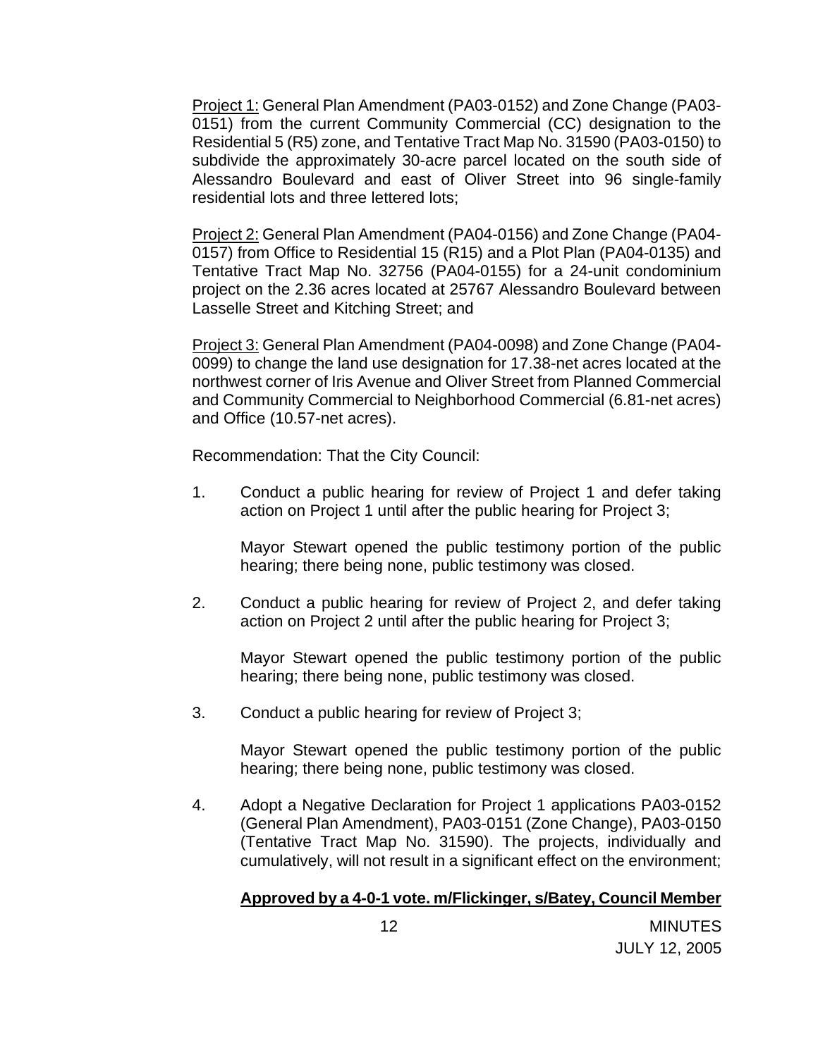Project 1: General Plan Amendment (PA03-0152) and Zone Change (PA03-0151) from the current Community Commercial (CC) designation to the Residential 5 (R5) zone, and Tentative Tract Map No. 31590 (PA03-0150) to subdivide the approximately 30-acre parcel located on the south side of Alessandro Boulevard and east of Oliver Street into 96 single-family residential lots and three lettered lots;

Project 2: General Plan Amendment (PA04-0156) and Zone Change (PA04-0157) from Office to Residential 15 (R15) and a Plot Plan (PA04-0135) and Tentative Tract Map No. 32756 (PA04-0155) for a 24-unit condominium project on the 2.36 acres located at 25767 Alessandro Boulevard between Lasselle Street and Kitching Street; and

Project 3: General Plan Amendment (PA04-0098) and Zone Change (PA04-0099) to change the land use designation for 17.38-net acres located at the northwest corner of Iris Avenue and Oliver Street from Planned Commercial and Community Commercial to Neighborhood Commercial (6.81-net acres) and Office (10.57-net acres).

Recommendation: That the City Council:

1. Conduct a public hearing for review of Project 1 and defer taking action on Project 1 until after the public hearing for Project 3;

   Mayor Stewart opened the public testimony portion of the public hearing; there being none, public testimony was closed.

2. Conduct a public hearing for review of Project 2, and defer taking action on Project 2 until after the public hearing for Project 3;

   Mayor Stewart opened the public testimony portion of the public hearing; there being none, public testimony was closed.

3. Conduct a public hearing for review of Project 3;

   Mayor Stewart opened the public testimony portion of the public hearing; there being none, public testimony was closed.

4. Adopt a Negative Declaration for Project 1 applications PA03-0152 (General Plan Amendment), PA03-0151 (Zone Change), PA03-0150 (Tentative Tract Map No. 31590). The projects, individually and cumulatively, will not result in a significant effect on the environment;

   **Approved by a 4-0-1 vote. m/Flickinger, s/Batey, Council Member**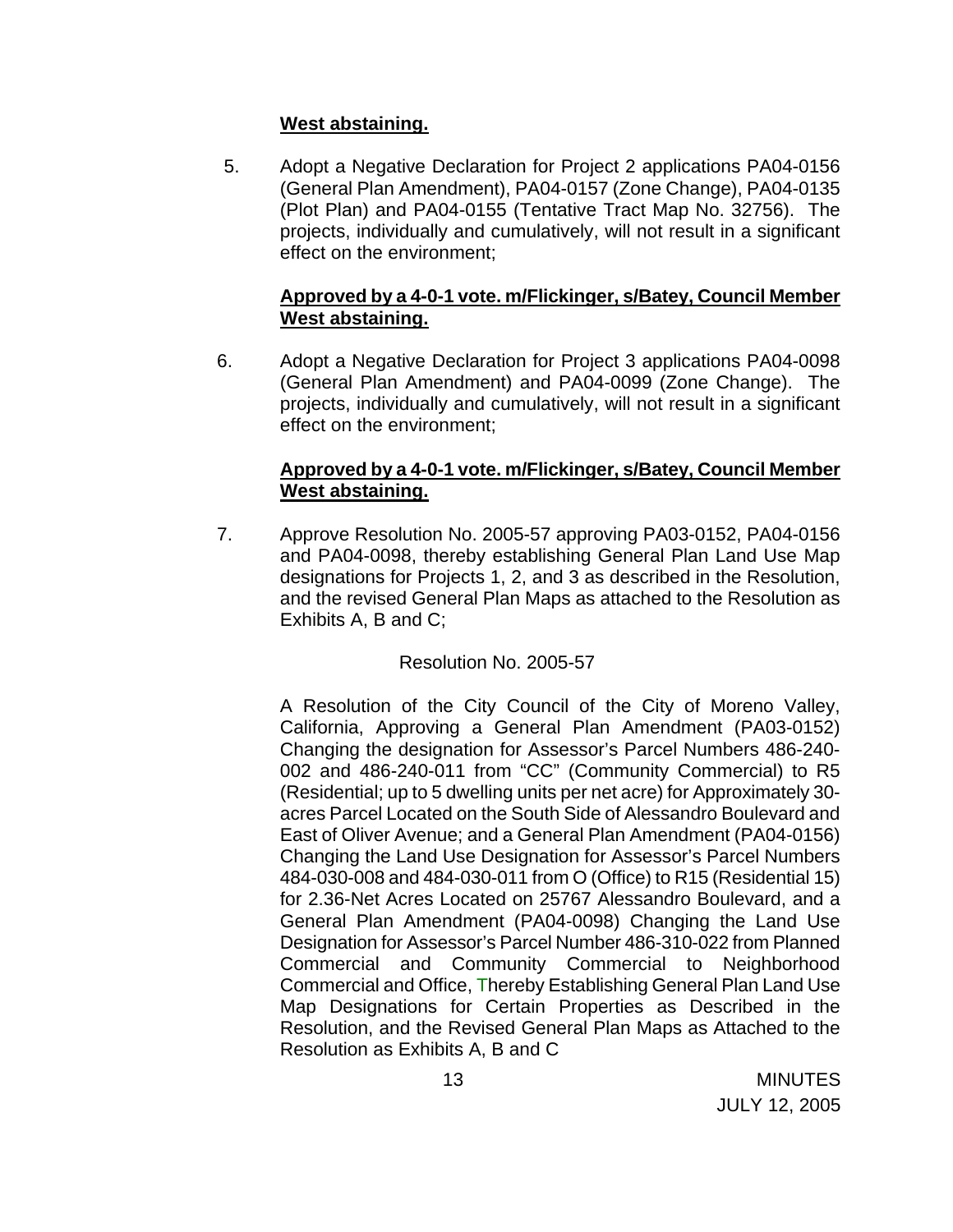**West abstaining.**

5. Adopt a Negative Declaration for Project 2 applications PA04-0156 (General Plan Amendment), PA04-0157 (Zone Change), PA04-0135 (Plot Plan) and PA04-0155 (Tentative Tract Map No. 32756). The projects, individually and cumulatively, will not result in a significant effect on the environment;

   **Approved by a 4-0-1 vote. m/Flickinger, s/Batey, Council Member West abstaining.**

6. Adopt a Negative Declaration for Project 3 applications PA04-0098 (General Plan Amendment) and PA04-0099 (Zone Change). The projects, individually and cumulatively, will not result in a significant effect on the environment;

   **Approved by a 4-0-1 vote. m/Flickinger, s/Batey, Council Member West abstaining.**

7. Approve Resolution No. 2005-57 approving PA03-0152, PA04-0156 and PA04-0098, thereby establishing General Plan Land Use Map designations for Projects 1, 2, and 3 as described in the Resolution, and the revised General Plan Maps as attached to the Resolution as Exhibits A, B and C;

   Resolution No. 2005-57

   A Resolution of the City Council of the City of Moreno Valley, California, Approving a General Plan Amendment (PA03-0152) Changing the designation for Assessor's Parcel Numbers 486-240-002 and 486-240-011 from "CC" (Community Commercial) to R5 (Residential; up to 5 dwelling units per net acre) for Approximately 30-acres Parcel Located on the South Side of Alessandro Boulevard and East of Oliver Avenue; and a General Plan Amendment (PA04-0156) Changing the Land Use Designation for Assessor's Parcel Numbers 484-030-008 and 484-030-011 from O (Office) to R15 (Residential 15) for 2.36-Net Acres Located on 25767 Alessandro Boulevard, and a General Plan Amendment (PA04-0098) Changing the Land Use Designation for Assessor's Parcel Number 486-310-022 from Planned Commercial and Community Commercial to Neighborhood Commercial and Office, Thereby Establishing General Plan Land Use Map Designations for Certain Properties as Described in the Resolution, and the Revised General Plan Maps as Attached to the Resolution as Exhibits A, B and C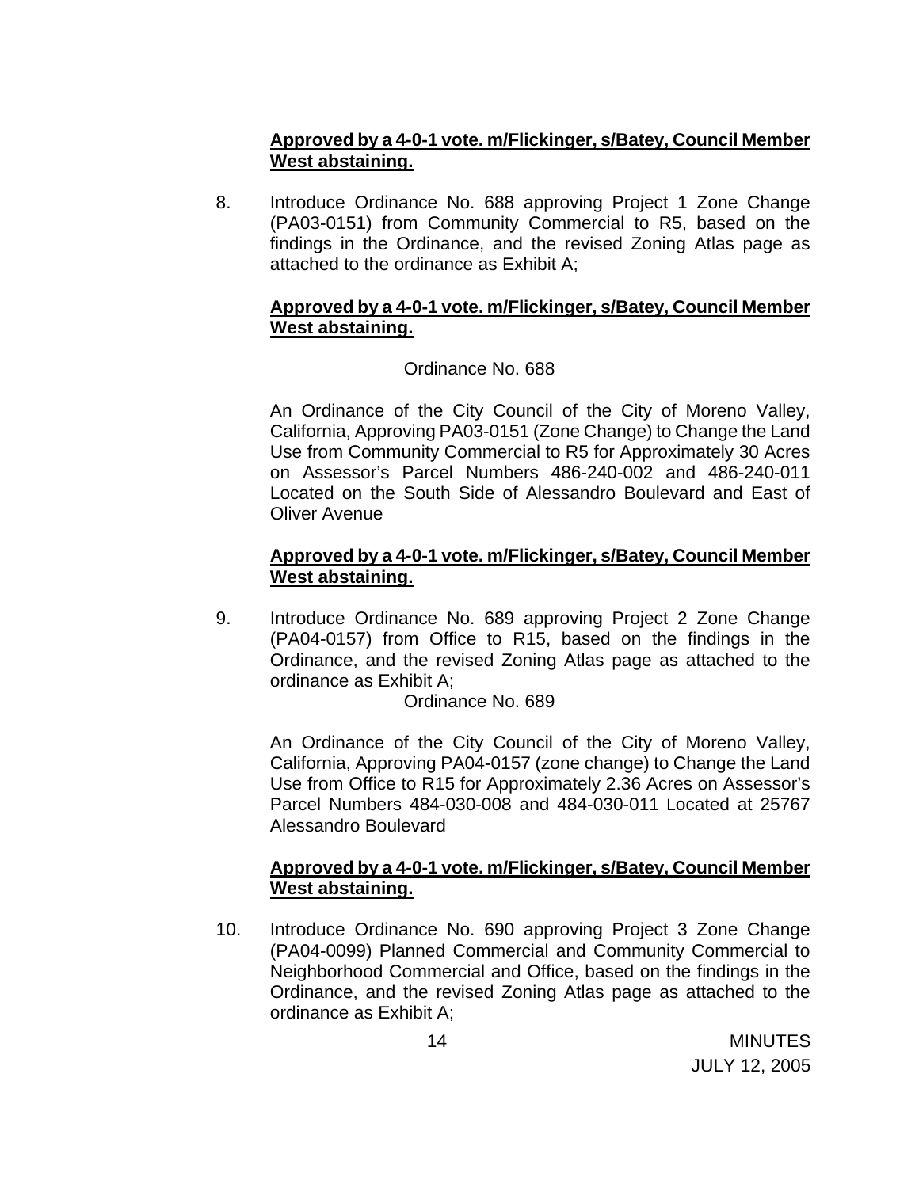**<u>Approved by a 4-0-1 vote. m/Flickinger, s/Batey, Council Member West abstaining.</u>**

8. Introduce Ordinance No. 688 approving Project 1 Zone Change (PA03-0151) from Community Commercial to R5, based on the findings in the Ordinance, and the revised Zoning Atlas page as attached to the ordinance as Exhibit A;

   **<u>Approved by a 4-0-1 vote. m/Flickinger, s/Batey, Council Member West abstaining.</u>**

   Ordinance No. 688

   An Ordinance of the City Council of the City of Moreno Valley, California, Approving PA03-0151 (Zone Change) to Change the Land Use from Community Commercial to R5 for Approximately 30 Acres on Assessor's Parcel Numbers 486-240-002 and 486-240-011 Located on the South Side of Alessandro Boulevard and East of Oliver Avenue

   **<u>Approved by a 4-0-1 vote. m/Flickinger, s/Batey, Council Member West abstaining.</u>**

9. Introduce Ordinance No. 689 approving Project 2 Zone Change (PA04-0157) from Office to R15, based on the findings in the Ordinance, and the revised Zoning Atlas page as attached to the ordinance as Exhibit A;

   Ordinance No. 689

   An Ordinance of the City Council of the City of Moreno Valley, California, Approving PA04-0157 (zone change) to Change the Land Use from Office to R15 for Approximately 2.36 Acres on Assessor's Parcel Numbers 484-030-008 and 484-030-011 Located at 25767 Alessandro Boulevard

   **<u>Approved by a 4-0-1 vote. m/Flickinger, s/Batey, Council Member West abstaining.</u>**

10. Introduce Ordinance No. 690 approving Project 3 Zone Change (PA04-0099) Planned Commercial and Community Commercial to Neighborhood Commercial and Office, based on the findings in the Ordinance, and the revised Zoning Atlas page as attached to the ordinance as Exhibit A;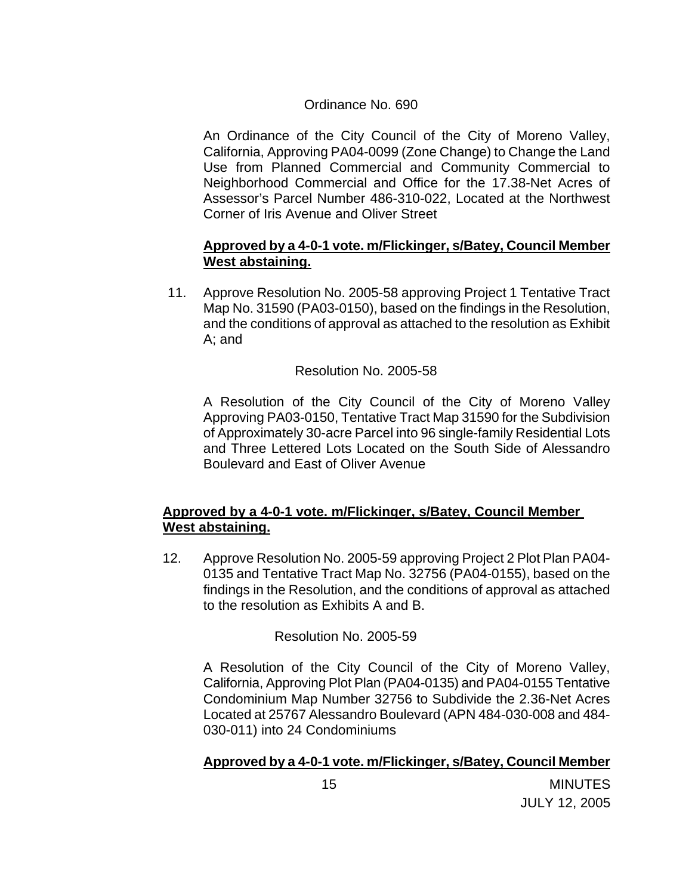Ordinance No. 690

An Ordinance of the City Council of the City of Moreno Valley, California, Approving PA04-0099 (Zone Change) to Change the Land Use from Planned Commercial and Community Commercial to Neighborhood Commercial and Office for the 17.38-Net Acres of Assessor's Parcel Number 486-310-022, Located at the Northwest Corner of Iris Avenue and Oliver Street

**Approved by a 4-0-1 vote. m/Flickinger, s/Batey, Council Member West abstaining.**

11. Approve Resolution No. 2005-58 approving Project 1 Tentative Tract Map No. 31590 (PA03-0150), based on the findings in the Resolution, and the conditions of approval as attached to the resolution as Exhibit A; and

Resolution No. 2005-58

A Resolution of the City Council of the City of Moreno Valley Approving PA03-0150, Tentative Tract Map 31590 for the Subdivision of Approximately 30-acre Parcel into 96 single-family Residential Lots and Three Lettered Lots Located on the South Side of Alessandro Boulevard and East of Oliver Avenue

**Approved by a 4-0-1 vote. m/Flickinger, s/Batey, Council Member West abstaining.**

12. Approve Resolution No. 2005-59 approving Project 2 Plot Plan PA04-0135 and Tentative Tract Map No. 32756 (PA04-0155), based on the findings in the Resolution, and the conditions of approval as attached to the resolution as Exhibits A and B.

Resolution No. 2005-59

A Resolution of the City Council of the City of Moreno Valley, California, Approving Plot Plan (PA04-0135) and PA04-0155 Tentative Condominium Map Number 32756 to Subdivide the 2.36-Net Acres Located at 25767 Alessandro Boulevard (APN 484-030-008 and 484-030-011) into 24 Condominiums

**Approved by a 4-0-1 vote. m/Flickinger, s/Batey, Council Member**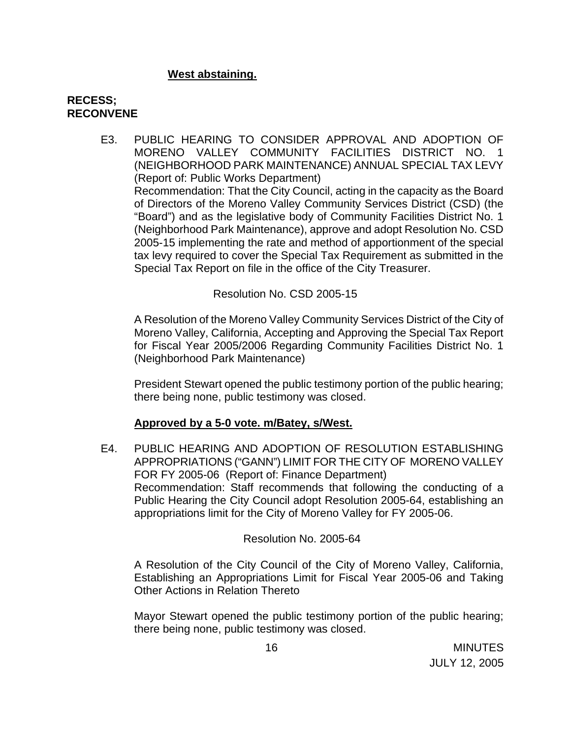**West abstaining.**

**RECESS; RECONVENE**

E3. PUBLIC HEARING TO CONSIDER APPROVAL AND ADOPTION OF MORENO VALLEY COMMUNITY FACILITIES DISTRICT NO. 1 (NEIGHBORHOOD PARK MAINTENANCE) ANNUAL SPECIAL TAX LEVY (Report of: Public Works Department)
Recommendation: That the City Council, acting in the capacity as the Board of Directors of the Moreno Valley Community Services District (CSD) (the "Board") and as the legislative body of Community Facilities District No. 1 (Neighborhood Park Maintenance), approve and adopt Resolution No. CSD 2005-15 implementing the rate and method of apportionment of the special tax levy required to cover the Special Tax Requirement as submitted in the Special Tax Report on file in the office of the City Treasurer.

Resolution No. CSD 2005-15

A Resolution of the Moreno Valley Community Services District of the City of Moreno Valley, California, Accepting and Approving the Special Tax Report for Fiscal Year 2005/2006 Regarding Community Facilities District No. 1 (Neighborhood Park Maintenance)

President Stewart opened the public testimony portion of the public hearing; there being none, public testimony was closed.

**Approved by a 5-0 vote. m/Batey, s/West.**

E4. PUBLIC HEARING AND ADOPTION OF RESOLUTION ESTABLISHING APPROPRIATIONS ("GANN") LIMIT FOR THE CITY OF MORENO VALLEY FOR FY 2005-06 (Report of: Finance Department)
Recommendation: Staff recommends that following the conducting of a Public Hearing the City Council adopt Resolution 2005-64, establishing an appropriations limit for the City of Moreno Valley for FY 2005-06.

Resolution No. 2005-64

A Resolution of the City Council of the City of Moreno Valley, California, Establishing an Appropriations Limit for Fiscal Year 2005-06 and Taking Other Actions in Relation Thereto

Mayor Stewart opened the public testimony portion of the public hearing; there being none, public testimony was closed.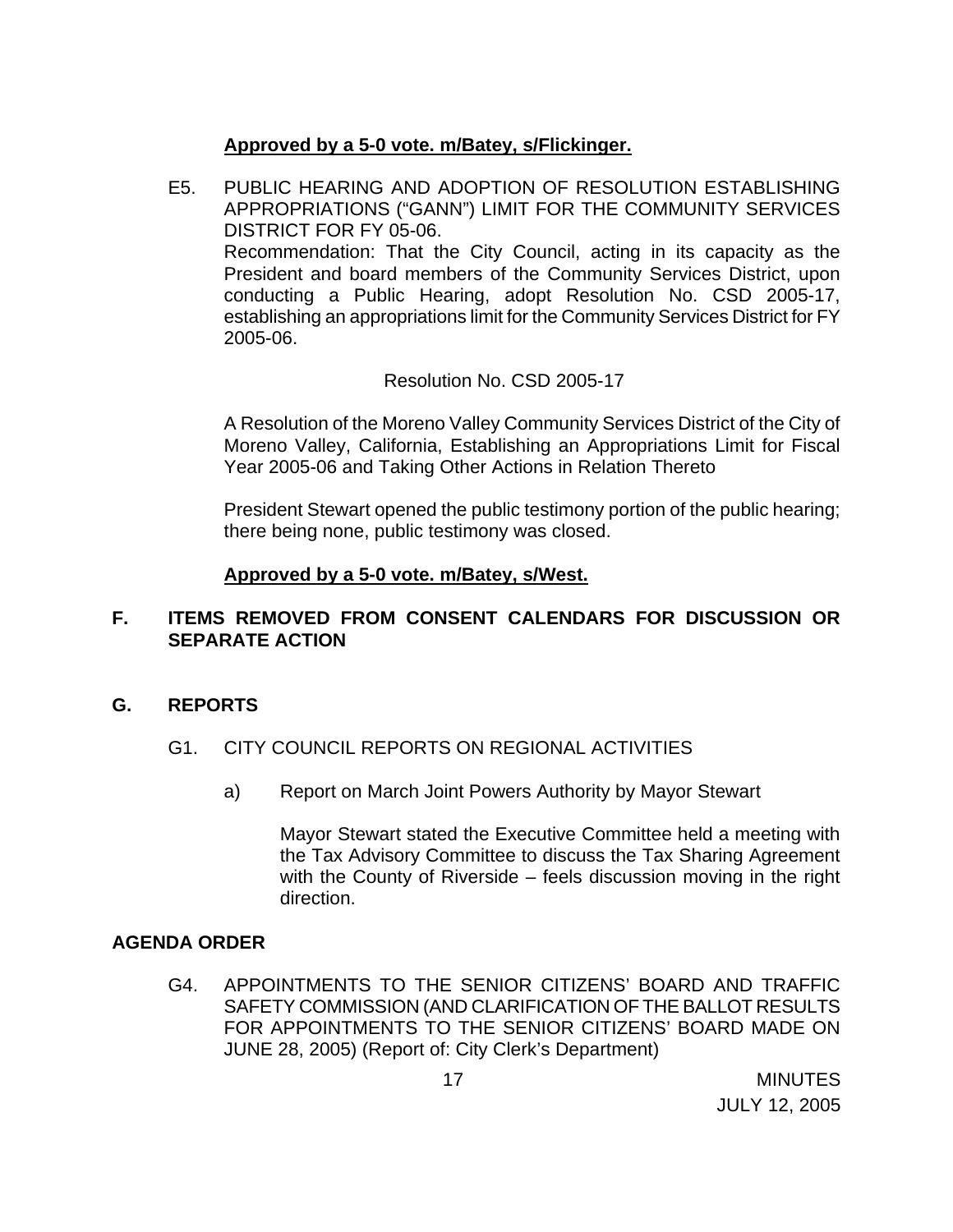**Approved by a 5-0 vote. m/Batey, s/Flickinger.**

E5. PUBLIC HEARING AND ADOPTION OF RESOLUTION ESTABLISHING APPROPRIATIONS ("GANN") LIMIT FOR THE COMMUNITY SERVICES DISTRICT FOR FY 05-06.

Recommendation: That the City Council, acting in its capacity as the President and board members of the Community Services District, upon conducting a Public Hearing, adopt Resolution No. CSD 2005-17, establishing an appropriations limit for the Community Services District for FY 2005-06.

Resolution No. CSD 2005-17

A Resolution of the Moreno Valley Community Services District of the City of Moreno Valley, California, Establishing an Appropriations Limit for Fiscal Year 2005-06 and Taking Other Actions in Relation Thereto

President Stewart opened the public testimony portion of the public hearing; there being none, public testimony was closed.

**Approved by a 5-0 vote. m/Batey, s/West.**

## F. ITEMS REMOVED FROM CONSENT CALENDARS FOR DISCUSSION OR SEPARATE ACTION

## G. REPORTS

G1. CITY COUNCIL REPORTS ON REGIONAL ACTIVITIES

a) Report on March Joint Powers Authority by Mayor Stewart

Mayor Stewart stated the Executive Committee held a meeting with the Tax Advisory Committee to discuss the Tax Sharing Agreement with the County of Riverside – feels discussion moving in the right direction.

## AGENDA ORDER

G4. APPOINTMENTS TO THE SENIOR CITIZENS' BOARD AND TRAFFIC SAFETY COMMISSION (AND CLARIFICATION OF THE BALLOT RESULTS FOR APPOINTMENTS TO THE SENIOR CITIZENS' BOARD MADE ON JUNE 28, 2005) (Report of: City Clerk's Department)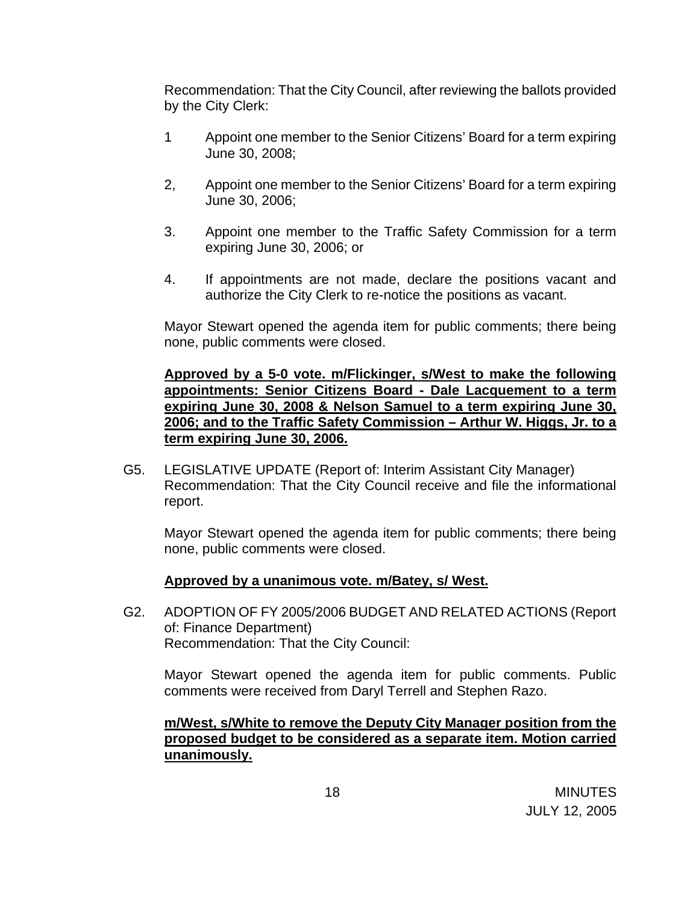Recommendation: That the City Council, after reviewing the ballots provided by the City Clerk:

1 Appoint one member to the Senior Citizens' Board for a term expiring June 30, 2008;

2, Appoint one member to the Senior Citizens' Board for a term expiring June 30, 2006;

3. Appoint one member to the Traffic Safety Commission for a term expiring June 30, 2006; or

4. If appointments are not made, declare the positions vacant and authorize the City Clerk to re-notice the positions as vacant.

Mayor Stewart opened the agenda item for public comments; there being none, public comments were closed.

**Approved by a 5-0 vote. m/Flickinger, s/West to make the following appointments: Senior Citizens Board - Dale Lacquement to a term expiring June 30, 2008 & Nelson Samuel to a term expiring June 30, 2006; and to the Traffic Safety Commission – Arthur W. Higgs, Jr. to a term expiring June 30, 2006.**

G5. LEGISLATIVE UPDATE (Report of: Interim Assistant City Manager)
Recommendation: That the City Council receive and file the informational report.

Mayor Stewart opened the agenda item for public comments; there being none, public comments were closed.

**Approved by a unanimous vote. m/Batey, s/ West.**

G2. ADOPTION OF FY 2005/2006 BUDGET AND RELATED ACTIONS (Report of: Finance Department)
Recommendation: That the City Council:

Mayor Stewart opened the agenda item for public comments. Public comments were received from Daryl Terrell and Stephen Razo.

**m/West, s/White to remove the Deputy City Manager position from the proposed budget to be considered as a separate item. Motion carried unanimously.**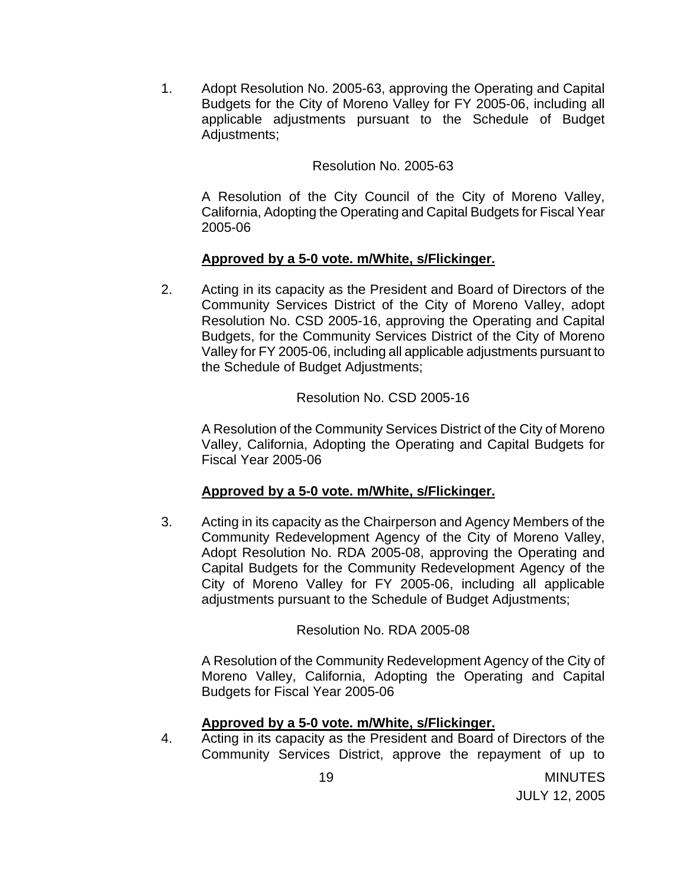1. Adopt Resolution No. 2005-63, approving the Operating and Capital Budgets for the City of Moreno Valley for FY 2005-06, including all applicable adjustments pursuant to the Schedule of Budget Adjustments;

   Resolution No. 2005-63

   A Resolution of the City Council of the City of Moreno Valley, California, Adopting the Operating and Capital Budgets for Fiscal Year 2005-06

   **Approved by a 5-0 vote. m/White, s/Flickinger.**

2. Acting in its capacity as the President and Board of Directors of the Community Services District of the City of Moreno Valley, adopt Resolution No. CSD 2005-16, approving the Operating and Capital Budgets, for the Community Services District of the City of Moreno Valley for FY 2005-06, including all applicable adjustments pursuant to the Schedule of Budget Adjustments;

   Resolution No. CSD 2005-16

   A Resolution of the Community Services District of the City of Moreno Valley, California, Adopting the Operating and Capital Budgets for Fiscal Year 2005-06

   **Approved by a 5-0 vote. m/White, s/Flickinger.**

3. Acting in its capacity as the Chairperson and Agency Members of the Community Redevelopment Agency of the City of Moreno Valley, Adopt Resolution No. RDA 2005-08, approving the Operating and Capital Budgets for the Community Redevelopment Agency of the City of Moreno Valley for FY 2005-06, including all applicable adjustments pursuant to the Schedule of Budget Adjustments;

   Resolution No. RDA 2005-08

   A Resolution of the Community Redevelopment Agency of the City of Moreno Valley, California, Adopting the Operating and Capital Budgets for Fiscal Year 2005-06

   **Approved by a 5-0 vote. m/White, s/Flickinger.**

4. Acting in its capacity as the President and Board of Directors of the Community Services District, approve the repayment of up to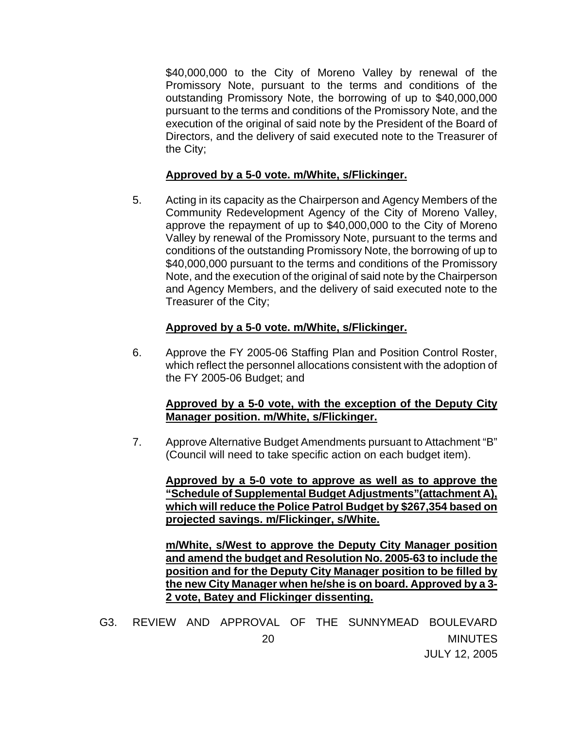$40,000,000 to the City of Moreno Valley by renewal of the Promissory Note, pursuant to the terms and conditions of the outstanding Promissory Note, the borrowing of up to $40,000,000 pursuant to the terms and conditions of the Promissory Note, and the execution of the original of said note by the President of the Board of Directors, and the delivery of said executed note to the Treasurer of the City;

**Approved by a 5-0 vote. m/White, s/Flickinger.**

5. Acting in its capacity as the Chairperson and Agency Members of the Community Redevelopment Agency of the City of Moreno Valley, approve the repayment of up to $40,000,000 to the City of Moreno Valley by renewal of the Promissory Note, pursuant to the terms and conditions of the outstanding Promissory Note, the borrowing of up to $40,000,000 pursuant to the terms and conditions of the Promissory Note, and the execution of the original of said note by the Chairperson and Agency Members, and the delivery of said executed note to the Treasurer of the City;

   **Approved by a 5-0 vote. m/White, s/Flickinger.**

6. Approve the FY 2005-06 Staffing Plan and Position Control Roster, which reflect the personnel allocations consistent with the adoption of the FY 2005-06 Budget; and

   **Approved by a 5-0 vote, with the exception of the Deputy City Manager position. m/White, s/Flickinger.**

7. Approve Alternative Budget Amendments pursuant to Attachment "B" (Council will need to take specific action on each budget item).

   **Approved by a 5-0 vote to approve as well as to approve the "Schedule of Supplemental Budget Adjustments"(attachment A), which will reduce the Police Patrol Budget by $267,354 based on projected savings. m/Flickinger, s/White.**

   **m/White, s/West to approve the Deputy City Manager position and amend the budget and Resolution No. 2005-63 to include the position and for the Deputy City Manager position to be filled by the new City Manager when he/she is on board. Approved by a 3-2 vote, Batey and Flickinger dissenting.**

G3. REVIEW AND APPROVAL OF THE SUNNYMEAD BOULEVARD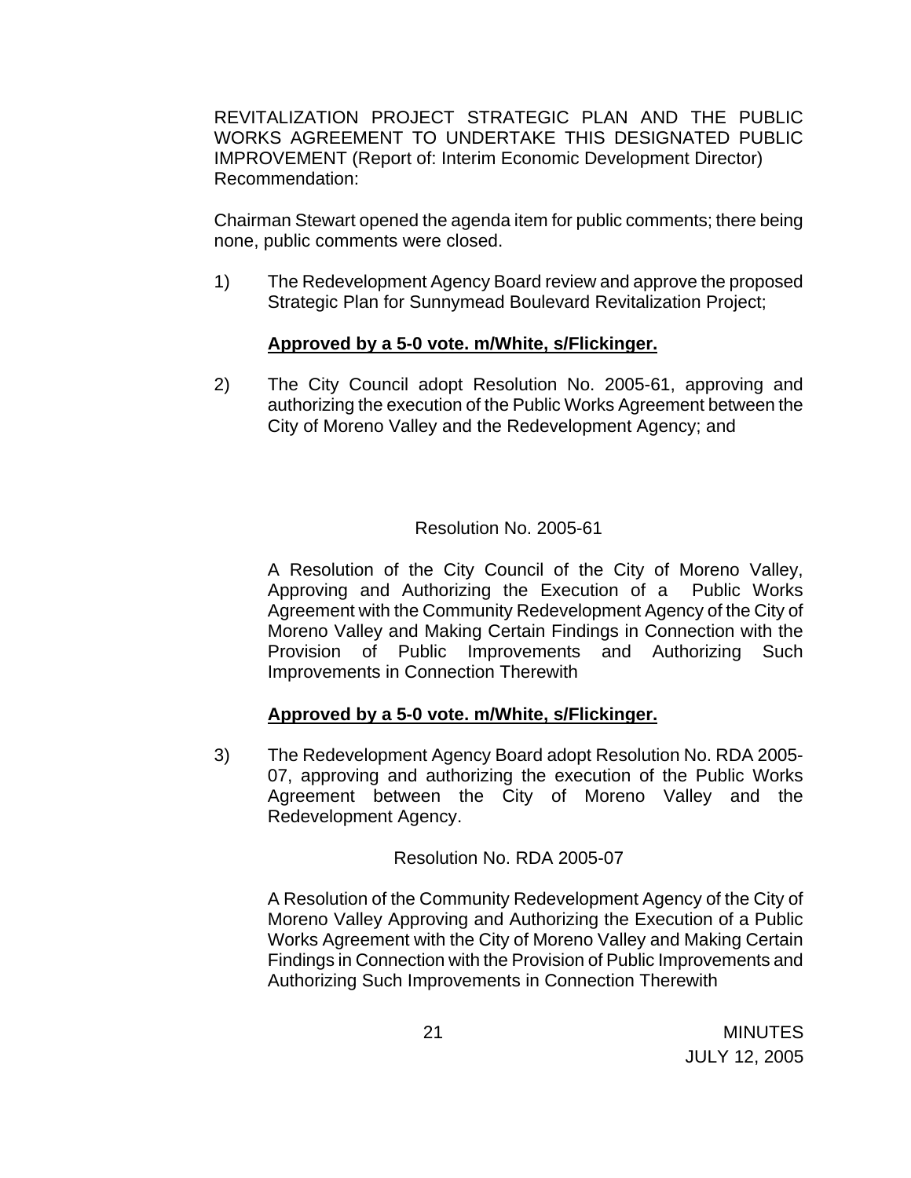REVITALIZATION PROJECT STRATEGIC PLAN AND THE PUBLIC WORKS AGREEMENT TO UNDERTAKE THIS DESIGNATED PUBLIC IMPROVEMENT (Report of: Interim Economic Development Director) Recommendation:

Chairman Stewart opened the agenda item for public comments; there being none, public comments were closed.

1) The Redevelopment Agency Board review and approve the proposed Strategic Plan for Sunnymead Boulevard Revitalization Project;

**Approved by a 5-0 vote. m/White, s/Flickinger.**

2) The City Council adopt Resolution No. 2005-61, approving and authorizing the execution of the Public Works Agreement between the City of Moreno Valley and the Redevelopment Agency; and

Resolution No. 2005-61

A Resolution of the City Council of the City of Moreno Valley, Approving and Authorizing the Execution of a Public Works Agreement with the Community Redevelopment Agency of the City of Moreno Valley and Making Certain Findings in Connection with the Provision of Public Improvements and Authorizing Such Improvements in Connection Therewith

**Approved by a 5-0 vote. m/White, s/Flickinger.**

3) The Redevelopment Agency Board adopt Resolution No. RDA 2005-07, approving and authorizing the execution of the Public Works Agreement between the City of Moreno Valley and the Redevelopment Agency.

Resolution No. RDA 2005-07

A Resolution of the Community Redevelopment Agency of the City of Moreno Valley Approving and Authorizing the Execution of a Public Works Agreement with the City of Moreno Valley and Making Certain Findings in Connection with the Provision of Public Improvements and Authorizing Such Improvements in Connection Therewith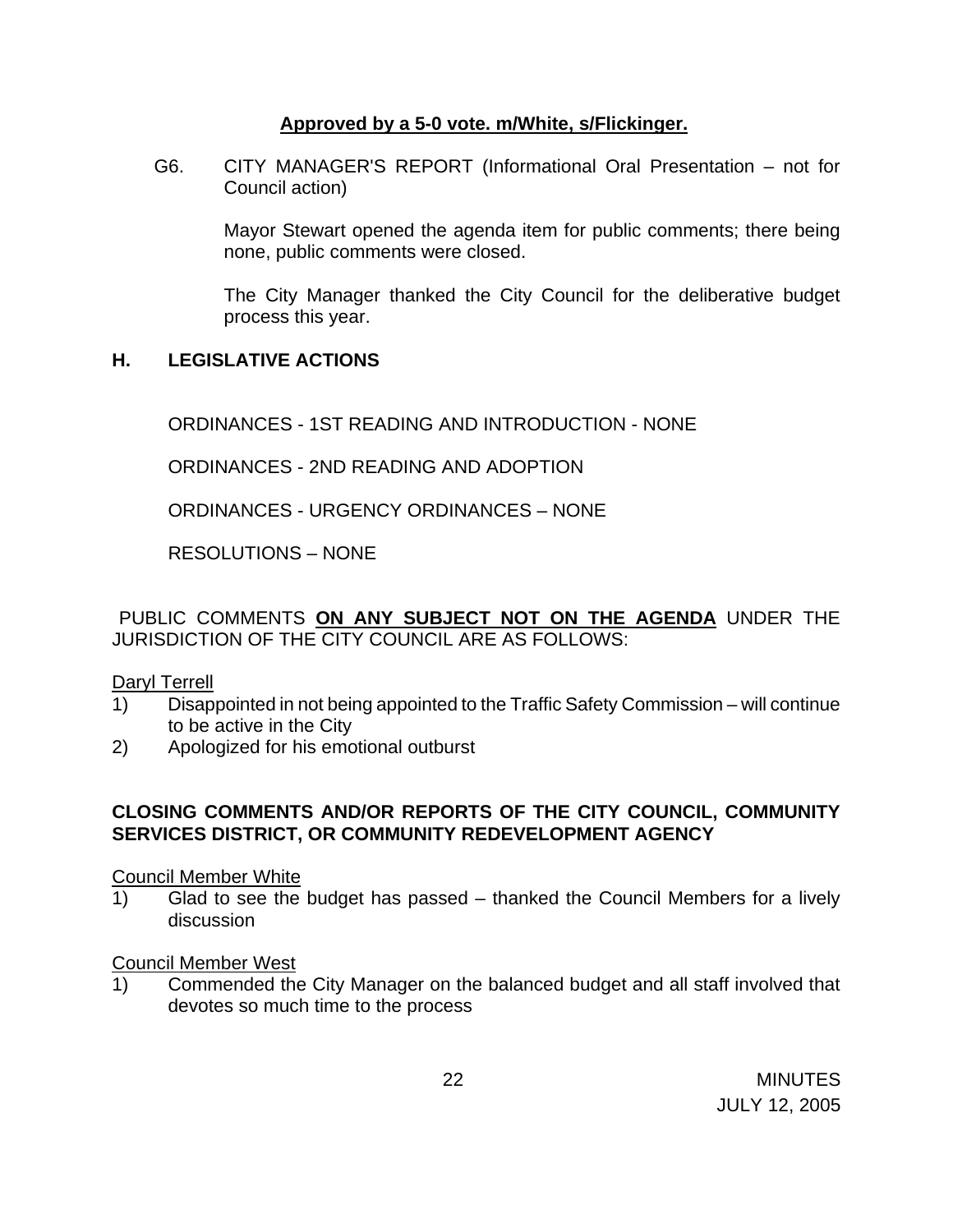**Approved by a 5-0 vote. m/White, s/Flickinger.**

G6. CITY MANAGER'S REPORT (Informational Oral Presentation – not for Council action)

Mayor Stewart opened the agenda item for public comments; there being none, public comments were closed.

The City Manager thanked the City Council for the deliberative budget process this year.

## H. LEGISLATIVE ACTIONS

ORDINANCES - 1ST READING AND INTRODUCTION - NONE

ORDINANCES - 2ND READING AND ADOPTION

ORDINANCES - URGENCY ORDINANCES – NONE

RESOLUTIONS – NONE

PUBLIC COMMENTS **ON ANY SUBJECT NOT ON THE AGENDA** UNDER THE JURISDICTION OF THE CITY COUNCIL ARE AS FOLLOWS:

Daryl Terrell

1) Disappointed in not being appointed to the Traffic Safety Commission – will continue to be active in the City
2) Apologized for his emotional outburst

**CLOSING COMMENTS AND/OR REPORTS OF THE CITY COUNCIL, COMMUNITY SERVICES DISTRICT, OR COMMUNITY REDEVELOPMENT AGENCY**

Council Member White

1) Glad to see the budget has passed – thanked the Council Members for a lively discussion

Council Member West

1) Commended the City Manager on the balanced budget and all staff involved that devotes so much time to the process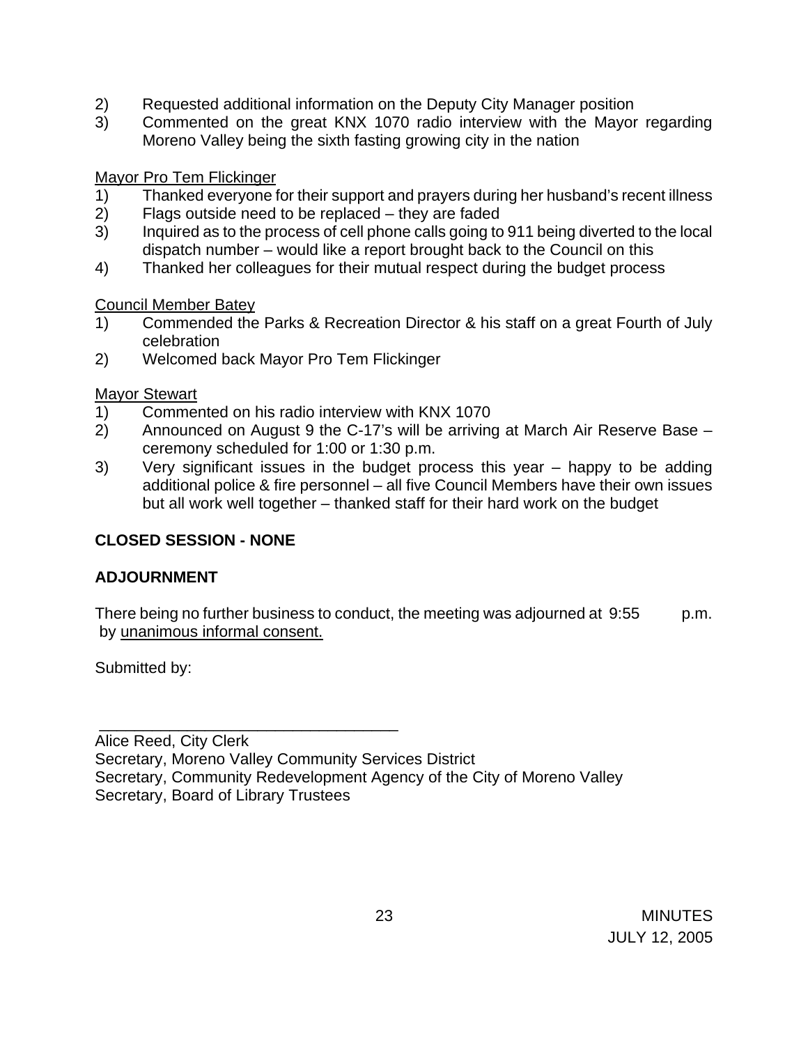2) Requested additional information on the Deputy City Manager position
3) Commented on the great KNX 1070 radio interview with the Mayor regarding Moreno Valley being the sixth fasting growing city in the nation

Mayor Pro Tem Flickinger

1) Thanked everyone for their support and prayers during her husband's recent illness
2) Flags outside need to be replaced – they are faded
3) Inquired as to the process of cell phone calls going to 911 being diverted to the local dispatch number – would like a report brought back to the Council on this
4) Thanked her colleagues for their mutual respect during the budget process

Council Member Batey

1) Commended the Parks & Recreation Director & his staff on a great Fourth of July celebration
2) Welcomed back Mayor Pro Tem Flickinger

Mayor Stewart

1) Commented on his radio interview with KNX 1070
2) Announced on August 9 the C-17's will be arriving at March Air Reserve Base – ceremony scheduled for 1:00 or 1:30 p.m.
3) Very significant issues in the budget process this year – happy to be adding additional police & fire personnel – all five Council Members have their own issues but all work well together – thanked staff for their hard work on the budget

**CLOSED SESSION - NONE**

**ADJOURNMENT**

There being no further business to conduct, the meeting was adjourned at 9:55 p.m. by unanimous informal consent.

Submitted by:

\_\_\_\_\_\_\_\_\_\_\_\_\_\_\_\_\_\_\_\_\_\_\_\_\_\_\_\_\_\_\_\_\_\_\_\_

Alice Reed, City Clerk
Secretary, Moreno Valley Community Services District
Secretary, Community Redevelopment Agency of the City of Moreno Valley
Secretary, Board of Library Trustees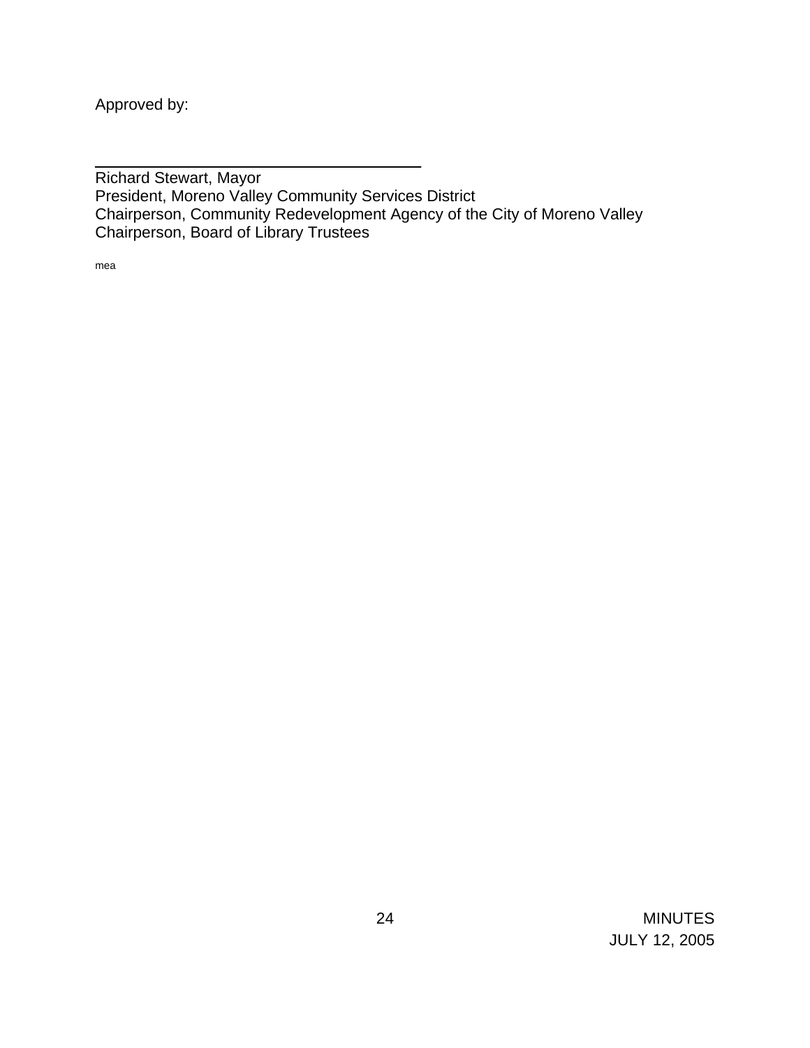Approved by:

\_\_\_\_\_\_\_\_\_\_\_\_\_\_\_\_\_\_\_\_\_\_\_\_\_\_\_\_\_\_\_\_\_\_\_\_\_\_\_\_

Richard Stewart, Mayor
President, Moreno Valley Community Services District
Chairperson, Community Redevelopment Agency of the City of Moreno Valley
Chairperson, Board of Library Trustees

mea